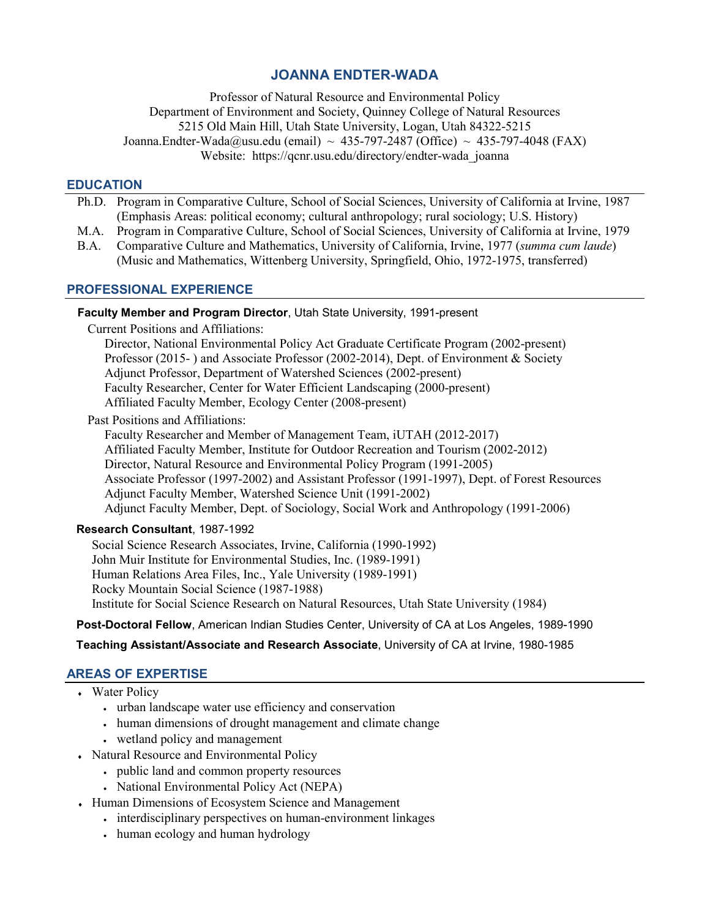# JOANNA ENDTER-WADA

Professor of Natural Resource and Environmental Policy
Department of Environment and Society, Quinney College of Natural Resources
5215 Old Main Hill, Utah State University, Logan, Utah 84322-5215
Joanna.Endter-Wada@usu.edu (email) ~ 435-797-2487 (Office) ~ 435-797-4048 (FAX)
Website: https://qcnr.usu.edu/directory/endter-wada_joanna

## EDUCATION

Ph.D. Program in Comparative Culture, School of Social Sciences, University of California at Irvine, 1987 (Emphasis Areas: political economy; cultural anthropology; rural sociology; U.S. History)

M.A. Program in Comparative Culture, School of Social Sciences, University of California at Irvine, 1979

B.A. Comparative Culture and Mathematics, University of California, Irvine, 1977 (*summa cum laude*) (Music and Mathematics, Wittenberg University, Springfield, Ohio, 1972-1975, transferred)

## PROFESSIONAL EXPERIENCE

**Faculty Member and Program Director**, Utah State University, 1991-present

Current Positions and Affiliations:

- Director, National Environmental Policy Act Graduate Certificate Program (2002-present)
- Professor (2015- ) and Associate Professor (2002-2014), Dept. of Environment & Society
- Adjunct Professor, Department of Watershed Sciences (2002-present)
- Faculty Researcher, Center for Water Efficient Landscaping (2000-present)
- Affiliated Faculty Member, Ecology Center (2008-present)

Past Positions and Affiliations:

- Faculty Researcher and Member of Management Team, iUTAH (2012-2017)
- Affiliated Faculty Member, Institute for Outdoor Recreation and Tourism (2002-2012)
- Director, Natural Resource and Environmental Policy Program (1991-2005)
- Associate Professor (1997-2002) and Assistant Professor (1991-1997), Dept. of Forest Resources
- Adjunct Faculty Member, Watershed Science Unit (1991-2002)
- Adjunct Faculty Member, Dept. of Sociology, Social Work and Anthropology (1991-2006)

**Research Consultant**, 1987-1992

- Social Science Research Associates, Irvine, California (1990-1992)
- John Muir Institute for Environmental Studies, Inc. (1989-1991)
- Human Relations Area Files, Inc., Yale University (1989-1991)
- Rocky Mountain Social Science (1987-1988)
- Institute for Social Science Research on Natural Resources, Utah State University (1984)

**Post-Doctoral Fellow**, American Indian Studies Center, University of CA at Los Angeles, 1989-1990

**Teaching Assistant/Associate and Research Associate**, University of CA at Irvine, 1980-1985

## AREAS OF EXPERTISE

- Water Policy
  - urban landscape water use efficiency and conservation
  - human dimensions of drought management and climate change
  - wetland policy and management
- Natural Resource and Environmental Policy
  - public land and common property resources
  - National Environmental Policy Act (NEPA)
- Human Dimensions of Ecosystem Science and Management
  - interdisciplinary perspectives on human-environment linkages
  - human ecology and human hydrology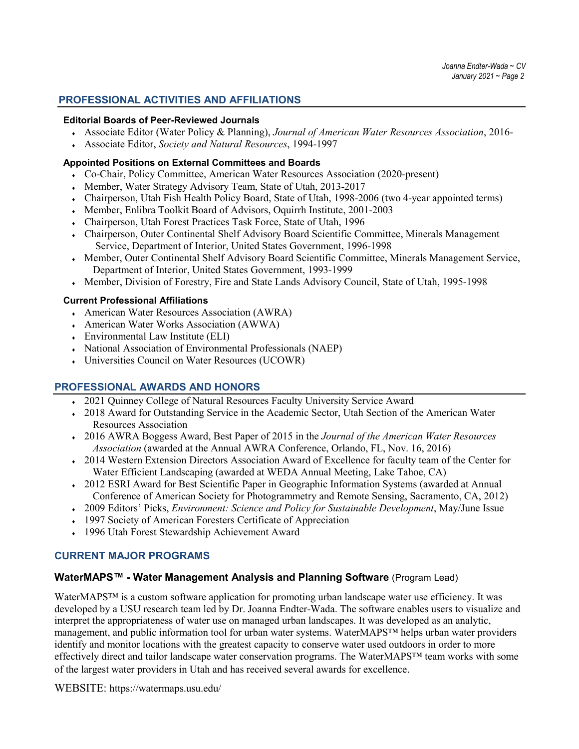## PROFESSIONAL ACTIVITIES AND AFFILIATIONS

### Editorial Boards of Peer-Reviewed Journals

- Associate Editor (Water Policy & Planning), *Journal of American Water Resources Association*, 2016-
- Associate Editor, *Society and Natural Resources*, 1994-1997

### Appointed Positions on External Committees and Boards

- Co-Chair, Policy Committee, American Water Resources Association (2020-present)
- Member, Water Strategy Advisory Team, State of Utah, 2013-2017
- Chairperson, Utah Fish Health Policy Board, State of Utah, 1998-2006 (two 4-year appointed terms)
- Member, Enlibra Toolkit Board of Advisors, Oquirrh Institute, 2001-2003
- Chairperson, Utah Forest Practices Task Force, State of Utah, 1996
- Chairperson, Outer Continental Shelf Advisory Board Scientific Committee, Minerals Management Service, Department of Interior, United States Government, 1996-1998
- Member, Outer Continental Shelf Advisory Board Scientific Committee, Minerals Management Service, Department of Interior, United States Government, 1993-1999
- Member, Division of Forestry, Fire and State Lands Advisory Council, State of Utah, 1995-1998

### Current Professional Affiliations

- American Water Resources Association (AWRA)
- American Water Works Association (AWWA)
- Environmental Law Institute (ELI)
- National Association of Environmental Professionals (NAEP)
- Universities Council on Water Resources (UCOWR)

## PROFESSIONAL AWARDS AND HONORS

- 2021 Quinney College of Natural Resources Faculty University Service Award
- 2018 Award for Outstanding Service in the Academic Sector, Utah Section of the American Water Resources Association
- 2016 AWRA Boggess Award, Best Paper of 2015 in the *Journal of the American Water Resources Association* (awarded at the Annual AWRA Conference, Orlando, FL, Nov. 16, 2016)
- 2014 Western Extension Directors Association Award of Excellence for faculty team of the Center for Water Efficient Landscaping (awarded at WEDA Annual Meeting, Lake Tahoe, CA)
- 2012 ESRI Award for Best Scientific Paper in Geographic Information Systems (awarded at Annual Conference of American Society for Photogrammetry and Remote Sensing, Sacramento, CA, 2012)
- 2009 Editors' Picks, *Environment: Science and Policy for Sustainable Development*, May/June Issue
- 1997 Society of American Foresters Certificate of Appreciation
- 1996 Utah Forest Stewardship Achievement Award

## CURRENT MAJOR PROGRAMS

### WaterMAPS™ - Water Management Analysis and Planning Software (Program Lead)

WaterMAPS™ is a custom software application for promoting urban landscape water use efficiency. It was developed by a USU research team led by Dr. Joanna Endter-Wada. The software enables users to visualize and interpret the appropriateness of water use on managed urban landscapes. It was developed as an analytic, management, and public information tool for urban water systems. WaterMAPS™ helps urban water providers identify and monitor locations with the greatest capacity to conserve water used outdoors in order to more effectively direct and tailor landscape water conservation programs. The WaterMAPS™ team works with some of the largest water providers in Utah and has received several awards for excellence.

WEBSITE: https://watermaps.usu.edu/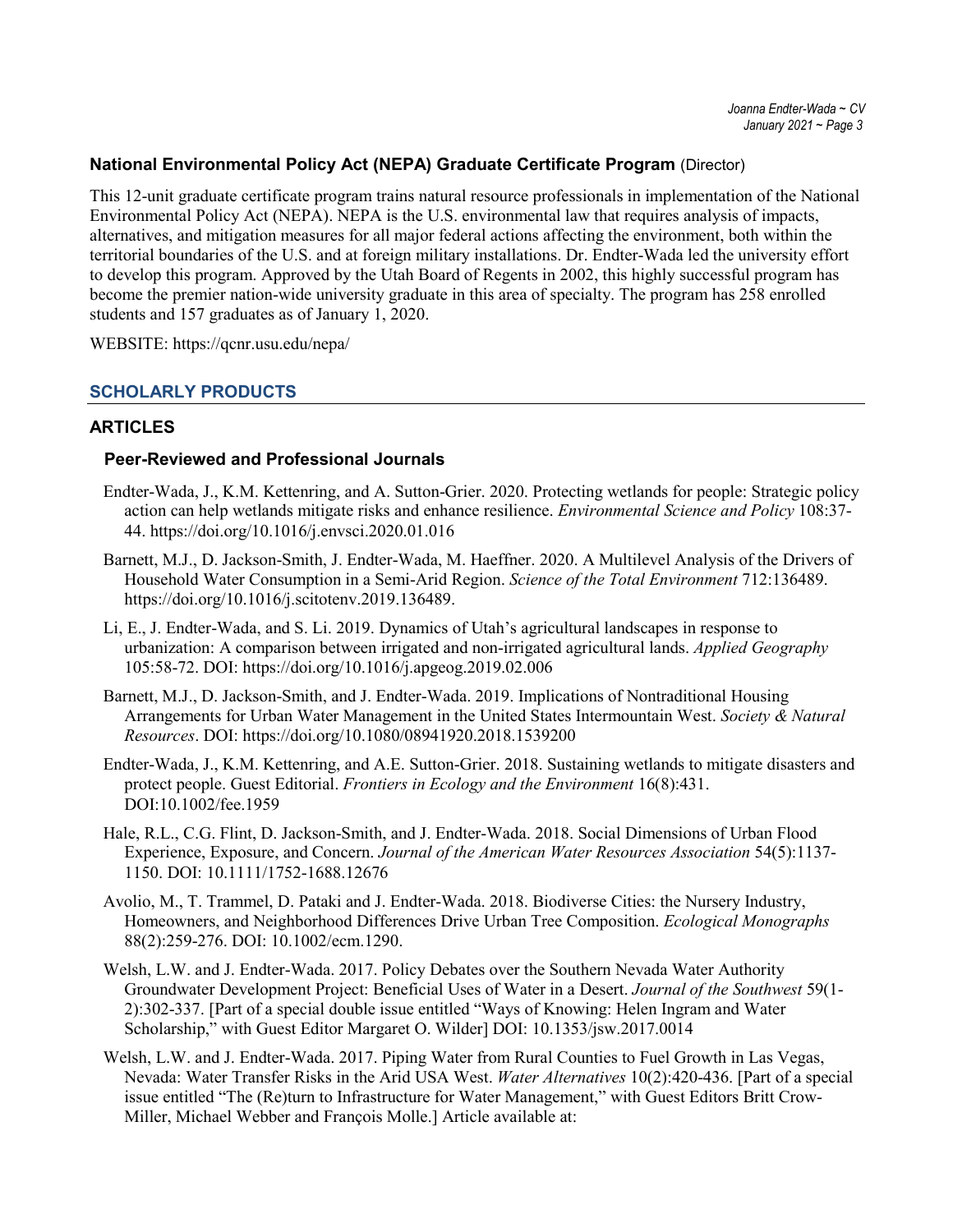### National Environmental Policy Act (NEPA) Graduate Certificate Program (Director)

This 12-unit graduate certificate program trains natural resource professionals in implementation of the National Environmental Policy Act (NEPA). NEPA is the U.S. environmental law that requires analysis of impacts, alternatives, and mitigation measures for all major federal actions affecting the environment, both within the territorial boundaries of the U.S. and at foreign military installations. Dr. Endter-Wada led the university effort to develop this program. Approved by the Utah Board of Regents in 2002, this highly successful program has become the premier nation-wide university graduate in this area of specialty. The program has 258 enrolled students and 157 graduates as of January 1, 2020.

WEBSITE: https://qcnr.usu.edu/nepa/

## SCHOLARLY PRODUCTS

## ARTICLES

### Peer-Reviewed and Professional Journals

Endter-Wada, J., K.M. Kettenring, and A. Sutton-Grier. 2020. Protecting wetlands for people: Strategic policy action can help wetlands mitigate risks and enhance resilience. *Environmental Science and Policy* 108:37-44. https://doi.org/10.1016/j.envsci.2020.01.016

Barnett, M.J., D. Jackson-Smith, J. Endter-Wada, M. Haeffner. 2020. A Multilevel Analysis of the Drivers of Household Water Consumption in a Semi-Arid Region. *Science of the Total Environment* 712:136489. https://doi.org/10.1016/j.scitotenv.2019.136489.

Li, E., J. Endter-Wada, and S. Li. 2019. Dynamics of Utah's agricultural landscapes in response to urbanization: A comparison between irrigated and non-irrigated agricultural lands. *Applied Geography* 105:58-72. DOI: https://doi.org/10.1016/j.apgeog.2019.02.006

Barnett, M.J., D. Jackson-Smith, and J. Endter-Wada. 2019. Implications of Nontraditional Housing Arrangements for Urban Water Management in the United States Intermountain West. *Society & Natural Resources*. DOI: https://doi.org/10.1080/08941920.2018.1539200

Endter-Wada, J., K.M. Kettenring, and A.E. Sutton-Grier. 2018. Sustaining wetlands to mitigate disasters and protect people. Guest Editorial. *Frontiers in Ecology and the Environment* 16(8):431. DOI:10.1002/fee.1959

Hale, R.L., C.G. Flint, D. Jackson-Smith, and J. Endter-Wada. 2018. Social Dimensions of Urban Flood Experience, Exposure, and Concern. *Journal of the American Water Resources Association* 54(5):1137-1150. DOI: 10.1111/1752-1688.12676

Avolio, M., T. Trammel, D. Pataki and J. Endter-Wada. 2018. Biodiverse Cities: the Nursery Industry, Homeowners, and Neighborhood Differences Drive Urban Tree Composition. *Ecological Monographs* 88(2):259-276. DOI: 10.1002/ecm.1290.

Welsh, L.W. and J. Endter-Wada. 2017. Policy Debates over the Southern Nevada Water Authority Groundwater Development Project: Beneficial Uses of Water in a Desert. *Journal of the Southwest* 59(1-2):302-337. [Part of a special double issue entitled "Ways of Knowing: Helen Ingram and Water Scholarship," with Guest Editor Margaret O. Wilder] DOI: 10.1353/jsw.2017.0014

Welsh, L.W. and J. Endter-Wada. 2017. Piping Water from Rural Counties to Fuel Growth in Las Vegas, Nevada: Water Transfer Risks in the Arid USA West. *Water Alternatives* 10(2):420-436. [Part of a special issue entitled "The (Re)turn to Infrastructure for Water Management," with Guest Editors Britt Crow-Miller, Michael Webber and François Molle.] Article available at: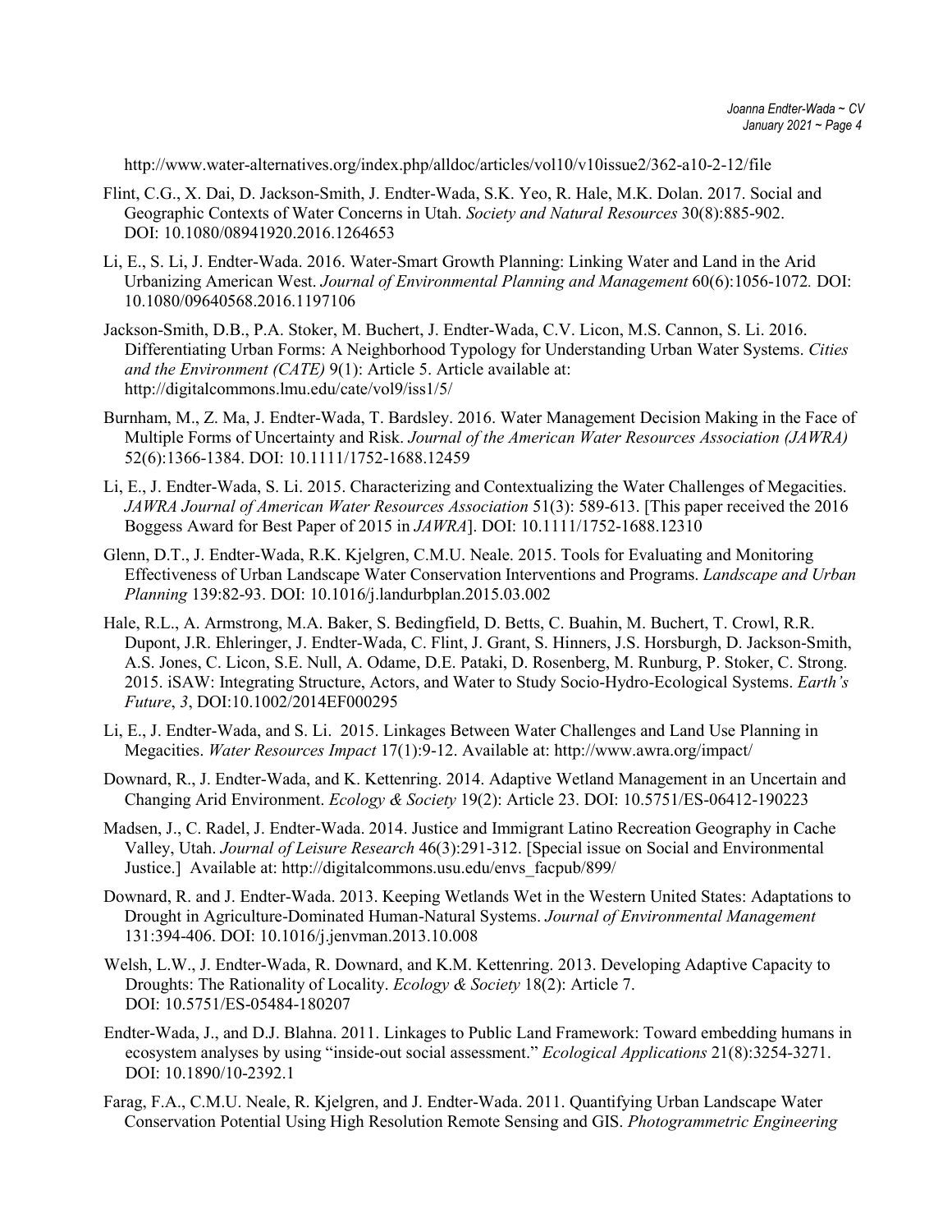http://www.water-alternatives.org/index.php/alldoc/articles/vol10/v10issue2/362-a10-2-12/file

Flint, C.G., X. Dai, D. Jackson-Smith, J. Endter-Wada, S.K. Yeo, R. Hale, M.K. Dolan. 2017. Social and Geographic Contexts of Water Concerns in Utah. *Society and Natural Resources* 30(8):885-902. DOI: 10.1080/08941920.2016.1264653

Li, E., S. Li, J. Endter-Wada. 2016. Water-Smart Growth Planning: Linking Water and Land in the Arid Urbanizing American West. *Journal of Environmental Planning and Management* 60(6):1056-1072. DOI: 10.1080/09640568.2016.1197106

Jackson-Smith, D.B., P.A. Stoker, M. Buchert, J. Endter-Wada, C.V. Licon, M.S. Cannon, S. Li. 2016. Differentiating Urban Forms: A Neighborhood Typology for Understanding Urban Water Systems. *Cities and the Environment (CATE)* 9(1): Article 5. Article available at: http://digitalcommons.lmu.edu/cate/vol9/iss1/5/

Burnham, M., Z. Ma, J. Endter-Wada, T. Bardsley. 2016. Water Management Decision Making in the Face of Multiple Forms of Uncertainty and Risk. *Journal of the American Water Resources Association (JAWRA)* 52(6):1366-1384. DOI: 10.1111/1752-1688.12459

Li, E., J. Endter-Wada, S. Li. 2015. Characterizing and Contextualizing the Water Challenges of Megacities. *JAWRA Journal of American Water Resources Association* 51(3): 589-613. [This paper received the 2016 Boggess Award for Best Paper of 2015 in *JAWRA*]. DOI: 10.1111/1752-1688.12310

Glenn, D.T., J. Endter-Wada, R.K. Kjelgren, C.M.U. Neale. 2015. Tools for Evaluating and Monitoring Effectiveness of Urban Landscape Water Conservation Interventions and Programs. *Landscape and Urban Planning* 139:82-93. DOI: 10.1016/j.landurbplan.2015.03.002

Hale, R.L., A. Armstrong, M.A. Baker, S. Bedingfield, D. Betts, C. Buahin, M. Buchert, T. Crowl, R.R. Dupont, J.R. Ehleringer, J. Endter-Wada, C. Flint, J. Grant, S. Hinners, J.S. Horsburgh, D. Jackson-Smith, A.S. Jones, C. Licon, S.E. Null, A. Odame, D.E. Pataki, D. Rosenberg, M. Runburg, P. Stoker, C. Strong. 2015. iSAW: Integrating Structure, Actors, and Water to Study Socio-Hydro-Ecological Systems. *Earth's Future*, *3*, DOI:10.1002/2014EF000295

Li, E., J. Endter-Wada, and S. Li. 2015. Linkages Between Water Challenges and Land Use Planning in Megacities. *Water Resources Impact* 17(1):9-12. Available at: http://www.awra.org/impact/

Downard, R., J. Endter-Wada, and K. Kettenring. 2014. Adaptive Wetland Management in an Uncertain and Changing Arid Environment. *Ecology & Society* 19(2): Article 23. DOI: 10.5751/ES-06412-190223

Madsen, J., C. Radel, J. Endter-Wada. 2014. Justice and Immigrant Latino Recreation Geography in Cache Valley, Utah. *Journal of Leisure Research* 46(3):291-312. [Special issue on Social and Environmental Justice.] Available at: http://digitalcommons.usu.edu/envs_facpub/899/

Downard, R. and J. Endter-Wada. 2013. Keeping Wetlands Wet in the Western United States: Adaptations to Drought in Agriculture-Dominated Human-Natural Systems. *Journal of Environmental Management* 131:394-406. DOI: 10.1016/j.jenvman.2013.10.008

Welsh, L.W., J. Endter-Wada, R. Downard, and K.M. Kettenring. 2013. Developing Adaptive Capacity to Droughts: The Rationality of Locality. *Ecology & Society* 18(2): Article 7. DOI: 10.5751/ES-05484-180207

Endter-Wada, J., and D.J. Blahna. 2011. Linkages to Public Land Framework: Toward embedding humans in ecosystem analyses by using "inside-out social assessment." *Ecological Applications* 21(8):3254-3271. DOI: 10.1890/10-2392.1

Farag, F.A., C.M.U. Neale, R. Kjelgren, and J. Endter-Wada. 2011. Quantifying Urban Landscape Water Conservation Potential Using High Resolution Remote Sensing and GIS. *Photogrammetric Engineering*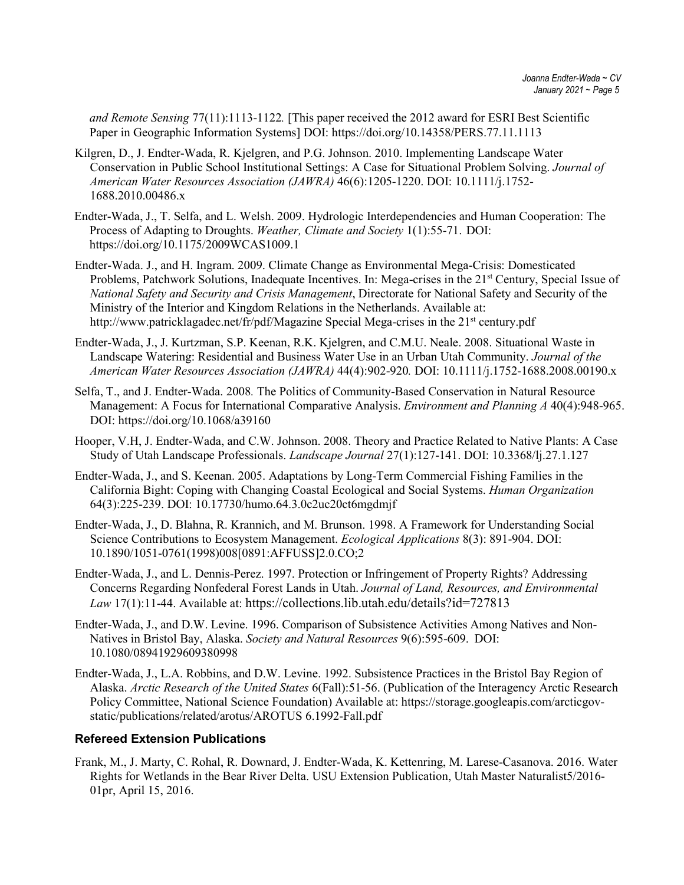*and Remote Sensing* 77(11):1113-1122*.* [This paper received the 2012 award for ESRI Best Scientific Paper in Geographic Information Systems] DOI: https://doi.org/10.14358/PERS.77.11.1113

Kilgren, D., J. Endter-Wada, R. Kjelgren, and P.G. Johnson. 2010. Implementing Landscape Water Conservation in Public School Institutional Settings: A Case for Situational Problem Solving. *Journal of American Water Resources Association (JAWRA)* 46(6):1205-1220. DOI: 10.1111/j.1752-1688.2010.00486.x

Endter-Wada, J., T. Selfa, and L. Welsh. 2009. Hydrologic Interdependencies and Human Cooperation: The Process of Adapting to Droughts. *Weather, Climate and Society* 1(1):55-71. DOI: https://doi.org/10.1175/2009WCAS1009.1

Endter-Wada. J., and H. Ingram. 2009. Climate Change as Environmental Mega-Crisis: Domesticated Problems, Patchwork Solutions, Inadequate Incentives. In: Mega-crises in the 21st Century, Special Issue of *National Safety and Security and Crisis Management*, Directorate for National Safety and Security of the Ministry of the Interior and Kingdom Relations in the Netherlands. Available at: http://www.patricklagadec.net/fr/pdf/Magazine Special Mega-crises in the 21st century.pdf

Endter-Wada, J., J. Kurtzman, S.P. Keenan, R.K. Kjelgren, and C.M.U. Neale. 2008. Situational Waste in Landscape Watering: Residential and Business Water Use in an Urban Utah Community. *Journal of the American Water Resources Association (JAWRA)* 44(4):902-920*.* DOI: 10.1111/j.1752-1688.2008.00190.x

Selfa, T., and J. Endter-Wada. 2008*.* The Politics of Community-Based Conservation in Natural Resource Management: A Focus for International Comparative Analysis. *Environment and Planning A* 40(4):948-965. DOI: https://doi.org/10.1068/a39160

Hooper, V.H, J. Endter-Wada, and C.W. Johnson. 2008. Theory and Practice Related to Native Plants: A Case Study of Utah Landscape Professionals. *Landscape Journal* 27(1):127-141. DOI: 10.3368/lj.27.1.127

Endter-Wada, J., and S. Keenan. 2005. Adaptations by Long-Term Commercial Fishing Families in the California Bight: Coping with Changing Coastal Ecological and Social Systems. *Human Organization* 64(3):225-239. DOI: 10.17730/humo.64.3.0c2uc20ct6mgdmjf

Endter-Wada, J., D. Blahna, R. Krannich, and M. Brunson. 1998. A Framework for Understanding Social Science Contributions to Ecosystem Management. *Ecological Applications* 8(3): 891-904. DOI: 10.1890/1051-0761(1998)008[0891:AFFUSS]2.0.CO;2

Endter-Wada, J., and L. Dennis-Perez. 1997. Protection or Infringement of Property Rights? Addressing Concerns Regarding Nonfederal Forest Lands in Utah. *Journal of Land, Resources, and Environmental Law* 17(1):11-44. Available at: https://collections.lib.utah.edu/details?id=727813

Endter-Wada, J., and D.W. Levine. 1996. Comparison of Subsistence Activities Among Natives and Non-Natives in Bristol Bay, Alaska. *Society and Natural Resources* 9(6):595-609. DOI: 10.1080/08941929609380998

Endter-Wada, J., L.A. Robbins, and D.W. Levine. 1992. Subsistence Practices in the Bristol Bay Region of Alaska. *Arctic Research of the United States* 6(Fall):51-56. (Publication of the Interagency Arctic Research Policy Committee, National Science Foundation) Available at: https://storage.googleapis.com/arcticgov-static/publications/related/arotus/AROTUS 6.1992-Fall.pdf

### Refereed Extension Publications

Frank, M., J. Marty, C. Rohal, R. Downard, J. Endter-Wada, K. Kettenring, M. Larese-Casanova. 2016. Water Rights for Wetlands in the Bear River Delta. USU Extension Publication, Utah Master Naturalist5/2016-01pr, April 15, 2016.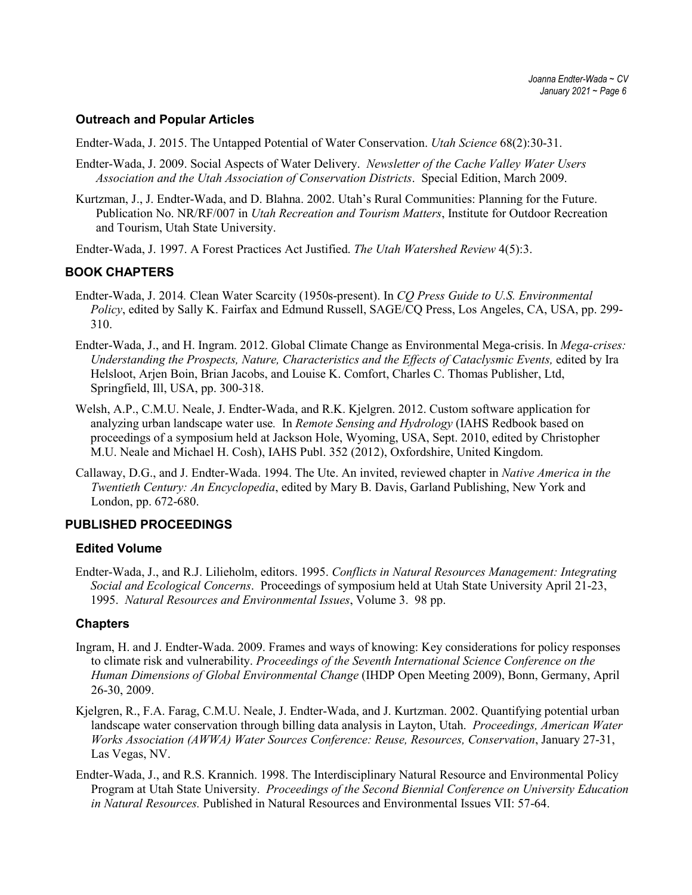### Outreach and Popular Articles

Endter-Wada, J. 2015. The Untapped Potential of Water Conservation. *Utah Science* 68(2):30-31.

Endter-Wada, J. 2009. Social Aspects of Water Delivery. *Newsletter of the Cache Valley Water Users Association and the Utah Association of Conservation Districts*. Special Edition, March 2009.

Kurtzman, J., J. Endter-Wada, and D. Blahna. 2002. Utah's Rural Communities: Planning for the Future. Publication No. NR/RF/007 in *Utah Recreation and Tourism Matters*, Institute for Outdoor Recreation and Tourism, Utah State University.

Endter-Wada, J. 1997. A Forest Practices Act Justified. *The Utah Watershed Review* 4(5):3.

## BOOK CHAPTERS

Endter-Wada, J. 2014. Clean Water Scarcity (1950s-present). In *CQ Press Guide to U.S. Environmental Policy*, edited by Sally K. Fairfax and Edmund Russell, SAGE/CQ Press, Los Angeles, CA, USA, pp. 299-310.

Endter-Wada, J., and H. Ingram. 2012. Global Climate Change as Environmental Mega-crisis. In *Mega-crises: Understanding the Prospects, Nature, Characteristics and the Effects of Cataclysmic Events,* edited by Ira Helsloot, Arjen Boin, Brian Jacobs, and Louise K. Comfort, Charles C. Thomas Publisher, Ltd, Springfield, Ill, USA, pp. 300-318.

Welsh, A.P., C.M.U. Neale, J. Endter-Wada, and R.K. Kjelgren. 2012. Custom software application for analyzing urban landscape water use. In *Remote Sensing and Hydrology* (IAHS Redbook based on proceedings of a symposium held at Jackson Hole, Wyoming, USA, Sept. 2010, edited by Christopher M.U. Neale and Michael H. Cosh), IAHS Publ. 352 (2012), Oxfordshire, United Kingdom.

Callaway, D.G., and J. Endter-Wada. 1994. The Ute. An invited, reviewed chapter in *Native America in the Twentieth Century: An Encyclopedia*, edited by Mary B. Davis, Garland Publishing, New York and London, pp. 672-680.

## PUBLISHED PROCEEDINGS

### Edited Volume

Endter-Wada, J., and R.J. Lilieholm, editors. 1995. *Conflicts in Natural Resources Management: Integrating Social and Ecological Concerns*. Proceedings of symposium held at Utah State University April 21-23, 1995. *Natural Resources and Environmental Issues*, Volume 3. 98 pp.

### Chapters

Ingram, H. and J. Endter-Wada. 2009. Frames and ways of knowing: Key considerations for policy responses to climate risk and vulnerability. *Proceedings of the Seventh International Science Conference on the Human Dimensions of Global Environmental Change* (IHDP Open Meeting 2009), Bonn, Germany, April 26-30, 2009.

Kjelgren, R., F.A. Farag, C.M.U. Neale, J. Endter-Wada, and J. Kurtzman. 2002. Quantifying potential urban landscape water conservation through billing data analysis in Layton, Utah. *Proceedings, American Water Works Association (AWWA) Water Sources Conference: Reuse, Resources, Conservation*, January 27-31, Las Vegas, NV.

Endter-Wada, J., and R.S. Krannich. 1998. The Interdisciplinary Natural Resource and Environmental Policy Program at Utah State University. *Proceedings of the Second Biennial Conference on University Education in Natural Resources.* Published in Natural Resources and Environmental Issues VII: 57-64.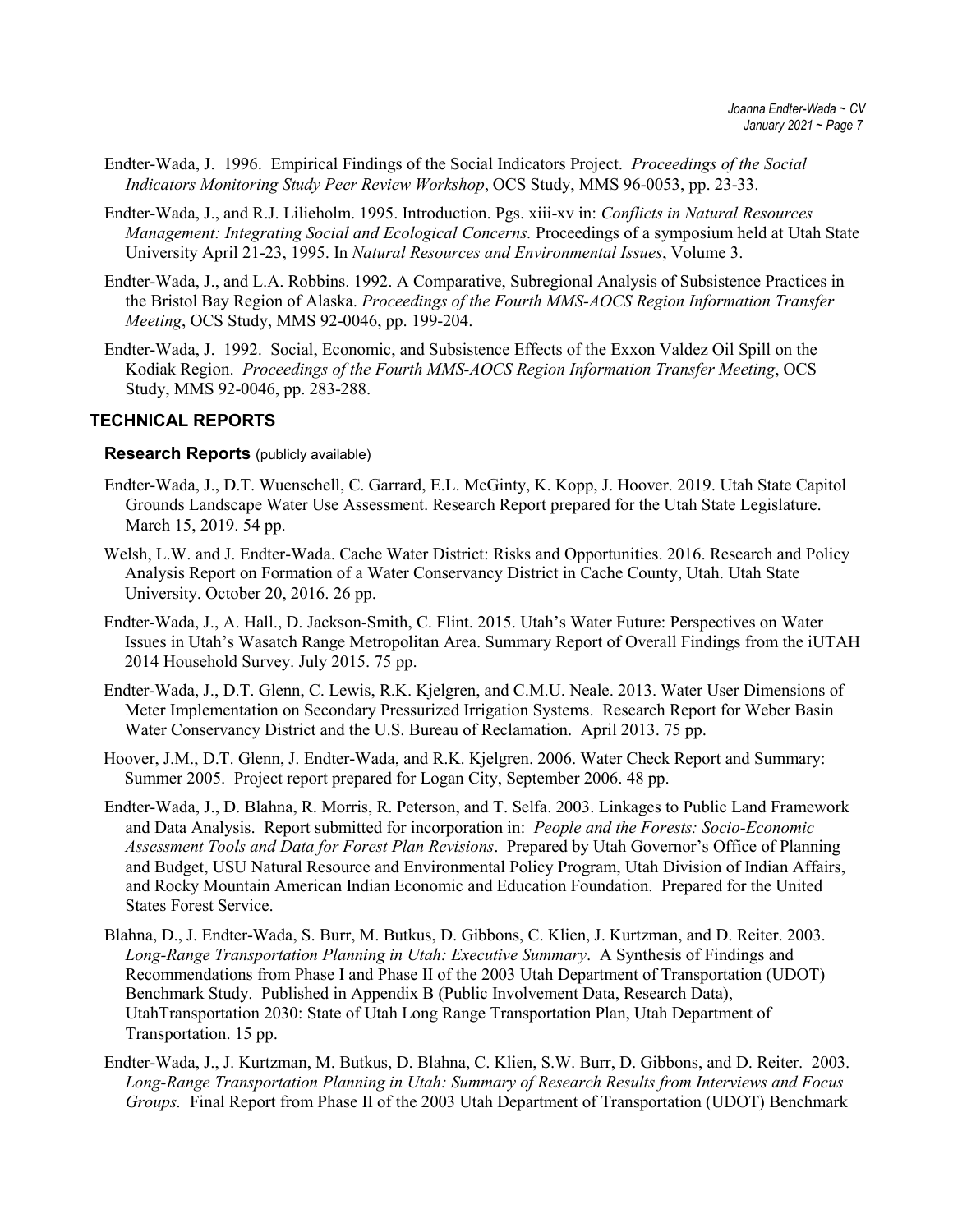Endter-Wada, J. 1996. Empirical Findings of the Social Indicators Project. *Proceedings of the Social Indicators Monitoring Study Peer Review Workshop*, OCS Study, MMS 96-0053, pp. 23-33.

Endter-Wada, J., and R.J. Lilieholm. 1995. Introduction. Pgs. xiii-xv in: *Conflicts in Natural Resources Management: Integrating Social and Ecological Concerns.* Proceedings of a symposium held at Utah State University April 21-23, 1995. In *Natural Resources and Environmental Issues*, Volume 3.

Endter-Wada, J., and L.A. Robbins. 1992. A Comparative, Subregional Analysis of Subsistence Practices in the Bristol Bay Region of Alaska. *Proceedings of the Fourth MMS-AOCS Region Information Transfer Meeting*, OCS Study, MMS 92-0046, pp. 199-204.

Endter-Wada, J. 1992. Social, Economic, and Subsistence Effects of the Exxon Valdez Oil Spill on the Kodiak Region. *Proceedings of the Fourth MMS-AOCS Region Information Transfer Meeting*, OCS Study, MMS 92-0046, pp. 283-288.

## TECHNICAL REPORTS

### Research Reports (publicly available)

Endter-Wada, J., D.T. Wuenschell, C. Garrard, E.L. McGinty, K. Kopp, J. Hoover. 2019. Utah State Capitol Grounds Landscape Water Use Assessment. Research Report prepared for the Utah State Legislature. March 15, 2019. 54 pp.

Welsh, L.W. and J. Endter-Wada. Cache Water District: Risks and Opportunities. 2016. Research and Policy Analysis Report on Formation of a Water Conservancy District in Cache County, Utah. Utah State University. October 20, 2016. 26 pp.

Endter-Wada, J., A. Hall., D. Jackson-Smith, C. Flint. 2015. Utah's Water Future: Perspectives on Water Issues in Utah's Wasatch Range Metropolitan Area. Summary Report of Overall Findings from the iUTAH 2014 Household Survey. July 2015. 75 pp.

Endter-Wada, J., D.T. Glenn, C. Lewis, R.K. Kjelgren, and C.M.U. Neale. 2013. Water User Dimensions of Meter Implementation on Secondary Pressurized Irrigation Systems. Research Report for Weber Basin Water Conservancy District and the U.S. Bureau of Reclamation. April 2013. 75 pp.

Hoover, J.M., D.T. Glenn, J. Endter-Wada, and R.K. Kjelgren. 2006. Water Check Report and Summary: Summer 2005. Project report prepared for Logan City, September 2006. 48 pp.

Endter-Wada, J., D. Blahna, R. Morris, R. Peterson, and T. Selfa. 2003. Linkages to Public Land Framework and Data Analysis. Report submitted for incorporation in: *People and the Forests: Socio-Economic Assessment Tools and Data for Forest Plan Revisions*. Prepared by Utah Governor's Office of Planning and Budget, USU Natural Resource and Environmental Policy Program, Utah Division of Indian Affairs, and Rocky Mountain American Indian Economic and Education Foundation. Prepared for the United States Forest Service.

Blahna, D., J. Endter-Wada, S. Burr, M. Butkus, D. Gibbons, C. Klien, J. Kurtzman, and D. Reiter. 2003. *Long-Range Transportation Planning in Utah: Executive Summary*. A Synthesis of Findings and Recommendations from Phase I and Phase II of the 2003 Utah Department of Transportation (UDOT) Benchmark Study. Published in Appendix B (Public Involvement Data, Research Data), UtahTransportation 2030: State of Utah Long Range Transportation Plan, Utah Department of Transportation. 15 pp.

Endter-Wada, J., J. Kurtzman, M. Butkus, D. Blahna, C. Klien, S.W. Burr, D. Gibbons, and D. Reiter. 2003. *Long-Range Transportation Planning in Utah: Summary of Research Results from Interviews and Focus Groups.* Final Report from Phase II of the 2003 Utah Department of Transportation (UDOT) Benchmark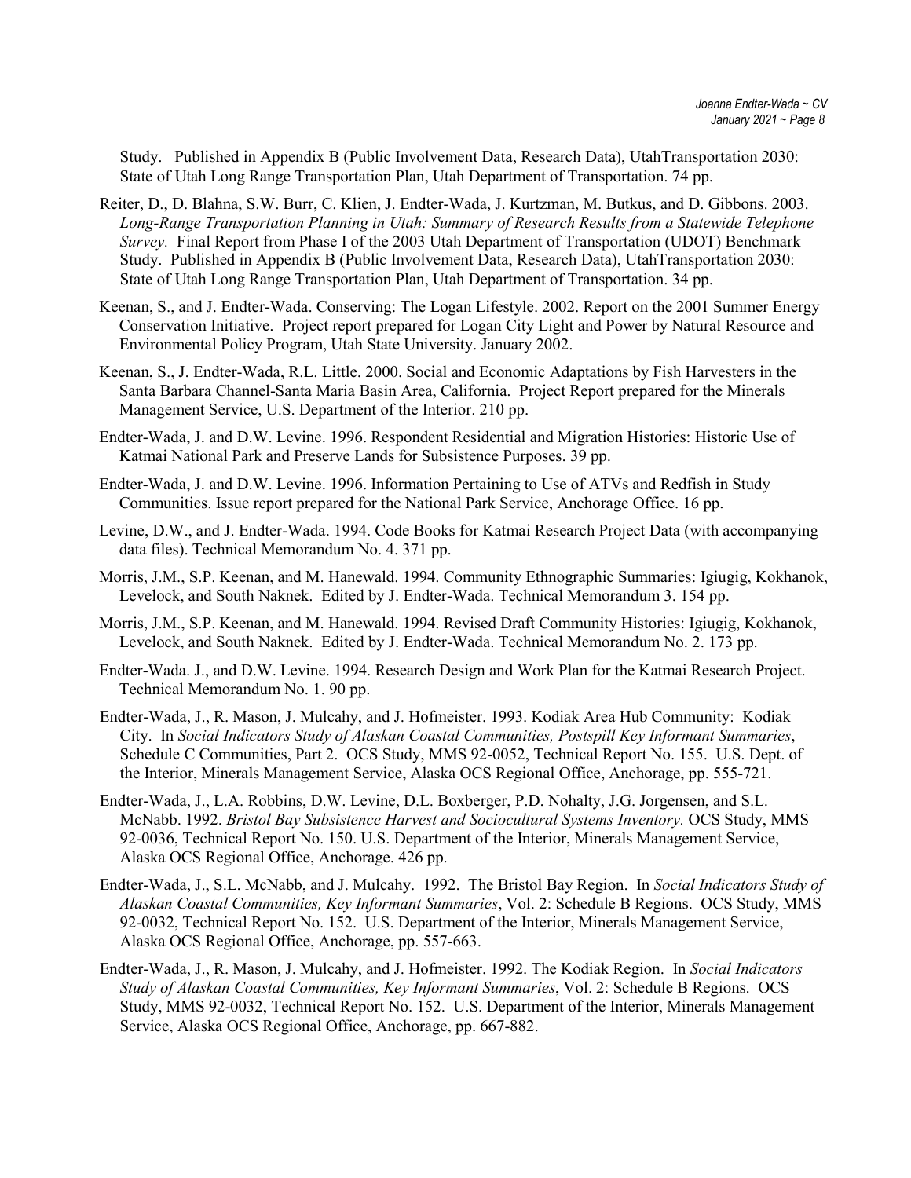Study. Published in Appendix B (Public Involvement Data, Research Data), UtahTransportation 2030: State of Utah Long Range Transportation Plan, Utah Department of Transportation. 74 pp.

Reiter, D., D. Blahna, S.W. Burr, C. Klien, J. Endter-Wada, J. Kurtzman, M. Butkus, and D. Gibbons. 2003. *Long-Range Transportation Planning in Utah: Summary of Research Results from a Statewide Telephone Survey.* Final Report from Phase I of the 2003 Utah Department of Transportation (UDOT) Benchmark Study. Published in Appendix B (Public Involvement Data, Research Data), UtahTransportation 2030: State of Utah Long Range Transportation Plan, Utah Department of Transportation. 34 pp.

Keenan, S., and J. Endter-Wada. Conserving: The Logan Lifestyle. 2002. Report on the 2001 Summer Energy Conservation Initiative. Project report prepared for Logan City Light and Power by Natural Resource and Environmental Policy Program, Utah State University. January 2002.

Keenan, S., J. Endter-Wada, R.L. Little. 2000. Social and Economic Adaptations by Fish Harvesters in the Santa Barbara Channel-Santa Maria Basin Area, California. Project Report prepared for the Minerals Management Service, U.S. Department of the Interior. 210 pp.

Endter-Wada, J. and D.W. Levine. 1996. Respondent Residential and Migration Histories: Historic Use of Katmai National Park and Preserve Lands for Subsistence Purposes. 39 pp.

Endter-Wada, J. and D.W. Levine. 1996. Information Pertaining to Use of ATVs and Redfish in Study Communities. Issue report prepared for the National Park Service, Anchorage Office. 16 pp.

Levine, D.W., and J. Endter-Wada. 1994. Code Books for Katmai Research Project Data (with accompanying data files). Technical Memorandum No. 4. 371 pp.

Morris, J.M., S.P. Keenan, and M. Hanewald. 1994. Community Ethnographic Summaries: Igiugig, Kokhanok, Levelock, and South Naknek. Edited by J. Endter-Wada. Technical Memorandum 3. 154 pp.

Morris, J.M., S.P. Keenan, and M. Hanewald. 1994. Revised Draft Community Histories: Igiugig, Kokhanok, Levelock, and South Naknek. Edited by J. Endter-Wada. Technical Memorandum No. 2. 173 pp.

Endter-Wada. J., and D.W. Levine. 1994. Research Design and Work Plan for the Katmai Research Project. Technical Memorandum No. 1. 90 pp.

Endter-Wada, J., R. Mason, J. Mulcahy, and J. Hofmeister. 1993. Kodiak Area Hub Community: Kodiak City. In *Social Indicators Study of Alaskan Coastal Communities, Postspill Key Informant Summaries*, Schedule C Communities, Part 2. OCS Study, MMS 92-0052, Technical Report No. 155. U.S. Dept. of the Interior, Minerals Management Service, Alaska OCS Regional Office, Anchorage, pp. 555-721.

Endter-Wada, J., L.A. Robbins, D.W. Levine, D.L. Boxberger, P.D. Nohalty, J.G. Jorgensen, and S.L. McNabb. 1992. *Bristol Bay Subsistence Harvest and Sociocultural Systems Inventory.* OCS Study, MMS 92-0036, Technical Report No. 150. U.S. Department of the Interior, Minerals Management Service, Alaska OCS Regional Office, Anchorage. 426 pp.

Endter-Wada, J., S.L. McNabb, and J. Mulcahy. 1992. The Bristol Bay Region. In *Social Indicators Study of Alaskan Coastal Communities, Key Informant Summaries*, Vol. 2: Schedule B Regions. OCS Study, MMS 92-0032, Technical Report No. 152. U.S. Department of the Interior, Minerals Management Service, Alaska OCS Regional Office, Anchorage, pp. 557-663.

Endter-Wada, J., R. Mason, J. Mulcahy, and J. Hofmeister. 1992. The Kodiak Region. In *Social Indicators Study of Alaskan Coastal Communities, Key Informant Summaries*, Vol. 2: Schedule B Regions. OCS Study, MMS 92-0032, Technical Report No. 152. U.S. Department of the Interior, Minerals Management Service, Alaska OCS Regional Office, Anchorage, pp. 667-882.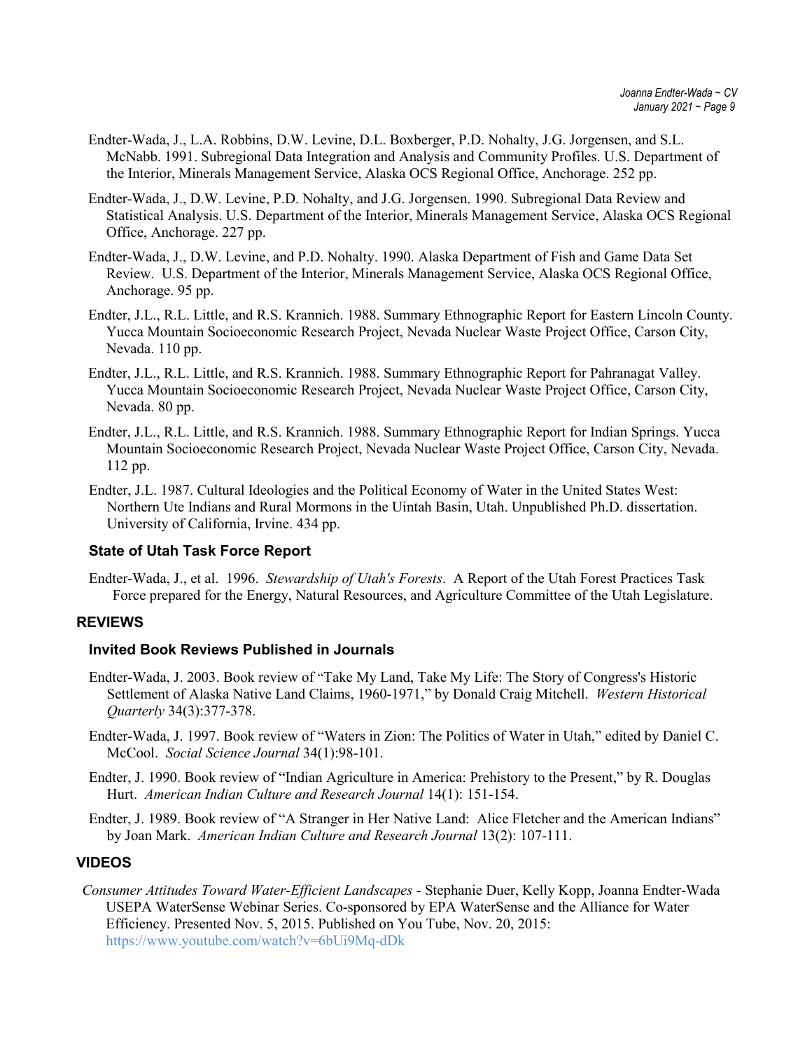Endter-Wada, J., L.A. Robbins, D.W. Levine, D.L. Boxberger, P.D. Nohalty, J.G. Jorgensen, and S.L. McNabb. 1991. Subregional Data Integration and Analysis and Community Profiles. U.S. Department of the Interior, Minerals Management Service, Alaska OCS Regional Office, Anchorage. 252 pp.

Endter-Wada, J., D.W. Levine, P.D. Nohalty, and J.G. Jorgensen. 1990. Subregional Data Review and Statistical Analysis. U.S. Department of the Interior, Minerals Management Service, Alaska OCS Regional Office, Anchorage. 227 pp.

Endter-Wada, J., D.W. Levine, and P.D. Nohalty. 1990. Alaska Department of Fish and Game Data Set Review. U.S. Department of the Interior, Minerals Management Service, Alaska OCS Regional Office, Anchorage. 95 pp.

Endter, J.L., R.L. Little, and R.S. Krannich. 1988. Summary Ethnographic Report for Eastern Lincoln County. Yucca Mountain Socioeconomic Research Project, Nevada Nuclear Waste Project Office, Carson City, Nevada. 110 pp.

Endter, J.L., R.L. Little, and R.S. Krannich. 1988. Summary Ethnographic Report for Pahranagat Valley. Yucca Mountain Socioeconomic Research Project, Nevada Nuclear Waste Project Office, Carson City, Nevada. 80 pp.

Endter, J.L., R.L. Little, and R.S. Krannich. 1988. Summary Ethnographic Report for Indian Springs. Yucca Mountain Socioeconomic Research Project, Nevada Nuclear Waste Project Office, Carson City, Nevada. 112 pp.

Endter, J.L. 1987. Cultural Ideologies and the Political Economy of Water in the United States West: Northern Ute Indians and Rural Mormons in the Uintah Basin, Utah. Unpublished Ph.D. dissertation. University of California, Irvine. 434 pp.

### State of Utah Task Force Report

Endter-Wada, J., et al. 1996. *Stewardship of Utah's Forests*. A Report of the Utah Forest Practices Task Force prepared for the Energy, Natural Resources, and Agriculture Committee of the Utah Legislature.

## REVIEWS

### Invited Book Reviews Published in Journals

Endter-Wada, J. 2003. Book review of "Take My Land, Take My Life: The Story of Congress's Historic Settlement of Alaska Native Land Claims, 1960-1971," by Donald Craig Mitchell. *Western Historical Quarterly* 34(3):377-378.

Endter-Wada, J. 1997. Book review of "Waters in Zion: The Politics of Water in Utah," edited by Daniel C. McCool. *Social Science Journal* 34(1):98-101.

Endter, J. 1990. Book review of "Indian Agriculture in America: Prehistory to the Present," by R. Douglas Hurt. *American Indian Culture and Research Journal* 14(1): 151-154.

Endter, J. 1989. Book review of "A Stranger in Her Native Land: Alice Fletcher and the American Indians" by Joan Mark. *American Indian Culture and Research Journal* 13(2): 107-111.

## VIDEOS

*Consumer Attitudes Toward Water-Efficient Landscapes* - Stephanie Duer, Kelly Kopp, Joanna Endter-Wada USEPA WaterSense Webinar Series. Co-sponsored by EPA WaterSense and the Alliance for Water Efficiency. Presented Nov. 5, 2015. Published on You Tube, Nov. 20, 2015: https://www.youtube.com/watch?v=6bUi9Mq-dDk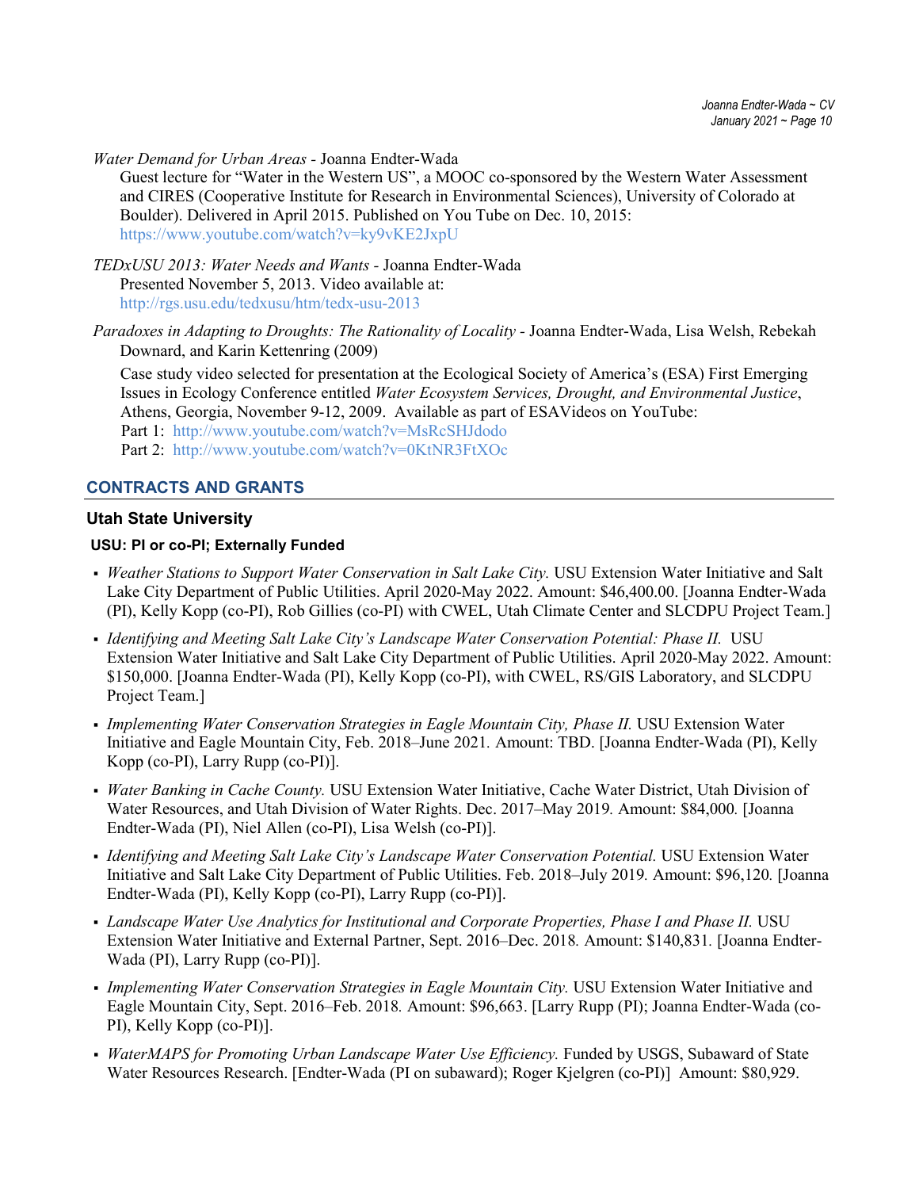*Water Demand for Urban Areas* - Joanna Endter-Wada

Guest lecture for "Water in the Western US", a MOOC co-sponsored by the Western Water Assessment and CIRES (Cooperative Institute for Research in Environmental Sciences), University of Colorado at Boulder). Delivered in April 2015. Published on You Tube on Dec. 10, 2015: https://www.youtube.com/watch?v=ky9vKE2JxpU

*TEDxUSU 2013: Water Needs and Wants* - Joanna Endter-Wada

Presented November 5, 2013. Video available at: http://rgs.usu.edu/tedxusu/htm/tedx-usu-2013

*Paradoxes in Adapting to Droughts: The Rationality of Locality* - Joanna Endter-Wada, Lisa Welsh, Rebekah Downard, and Karin Kettenring (2009)

Case study video selected for presentation at the Ecological Society of America's (ESA) First Emerging Issues in Ecology Conference entitled *Water Ecosystem Services, Drought, and Environmental Justice*, Athens, Georgia, November 9-12, 2009. Available as part of ESAVideos on YouTube:
Part 1: http://www.youtube.com/watch?v=MsRcSHJdodo
Part 2: http://www.youtube.com/watch?v=0KtNR3FtXOc

## CONTRACTS AND GRANTS

### Utah State University

#### USU: PI or co-PI; Externally Funded

- *Weather Stations to Support Water Conservation in Salt Lake City.* USU Extension Water Initiative and Salt Lake City Department of Public Utilities. April 2020-May 2022. Amount: $46,400.00. [Joanna Endter-Wada (PI), Kelly Kopp (co-PI), Rob Gillies (co-PI) with CWEL, Utah Climate Center and SLCDPU Project Team.]
- *Identifying and Meeting Salt Lake City's Landscape Water Conservation Potential: Phase II.* USU Extension Water Initiative and Salt Lake City Department of Public Utilities. April 2020-May 2022. Amount: $150,000. [Joanna Endter-Wada (PI), Kelly Kopp (co-PI), with CWEL, RS/GIS Laboratory, and SLCDPU Project Team.]
- *Implementing Water Conservation Strategies in Eagle Mountain City, Phase II.* USU Extension Water Initiative and Eagle Mountain City, Feb. 2018–June 2021. Amount: TBD. [Joanna Endter-Wada (PI), Kelly Kopp (co-PI), Larry Rupp (co-PI)].
- *Water Banking in Cache County.* USU Extension Water Initiative, Cache Water District, Utah Division of Water Resources, and Utah Division of Water Rights. Dec. 2017–May 2019. Amount: $84,000. [Joanna Endter-Wada (PI), Niel Allen (co-PI), Lisa Welsh (co-PI)].
- *Identifying and Meeting Salt Lake City's Landscape Water Conservation Potential.* USU Extension Water Initiative and Salt Lake City Department of Public Utilities. Feb. 2018–July 2019. Amount: $96,120. [Joanna Endter-Wada (PI), Kelly Kopp (co-PI), Larry Rupp (co-PI)].
- *Landscape Water Use Analytics for Institutional and Corporate Properties, Phase I and Phase II.* USU Extension Water Initiative and External Partner, Sept. 2016–Dec. 2018. Amount: $140,831. [Joanna Endter-Wada (PI), Larry Rupp (co-PI)].
- *Implementing Water Conservation Strategies in Eagle Mountain City.* USU Extension Water Initiative and Eagle Mountain City, Sept. 2016–Feb. 2018. Amount: $96,663. [Larry Rupp (PI); Joanna Endter-Wada (co-PI), Kelly Kopp (co-PI)].
- *WaterMAPS for Promoting Urban Landscape Water Use Efficiency.* Funded by USGS, Subaward of State Water Resources Research. [Endter-Wada (PI on subaward); Roger Kjelgren (co-PI)] Amount: $80,929.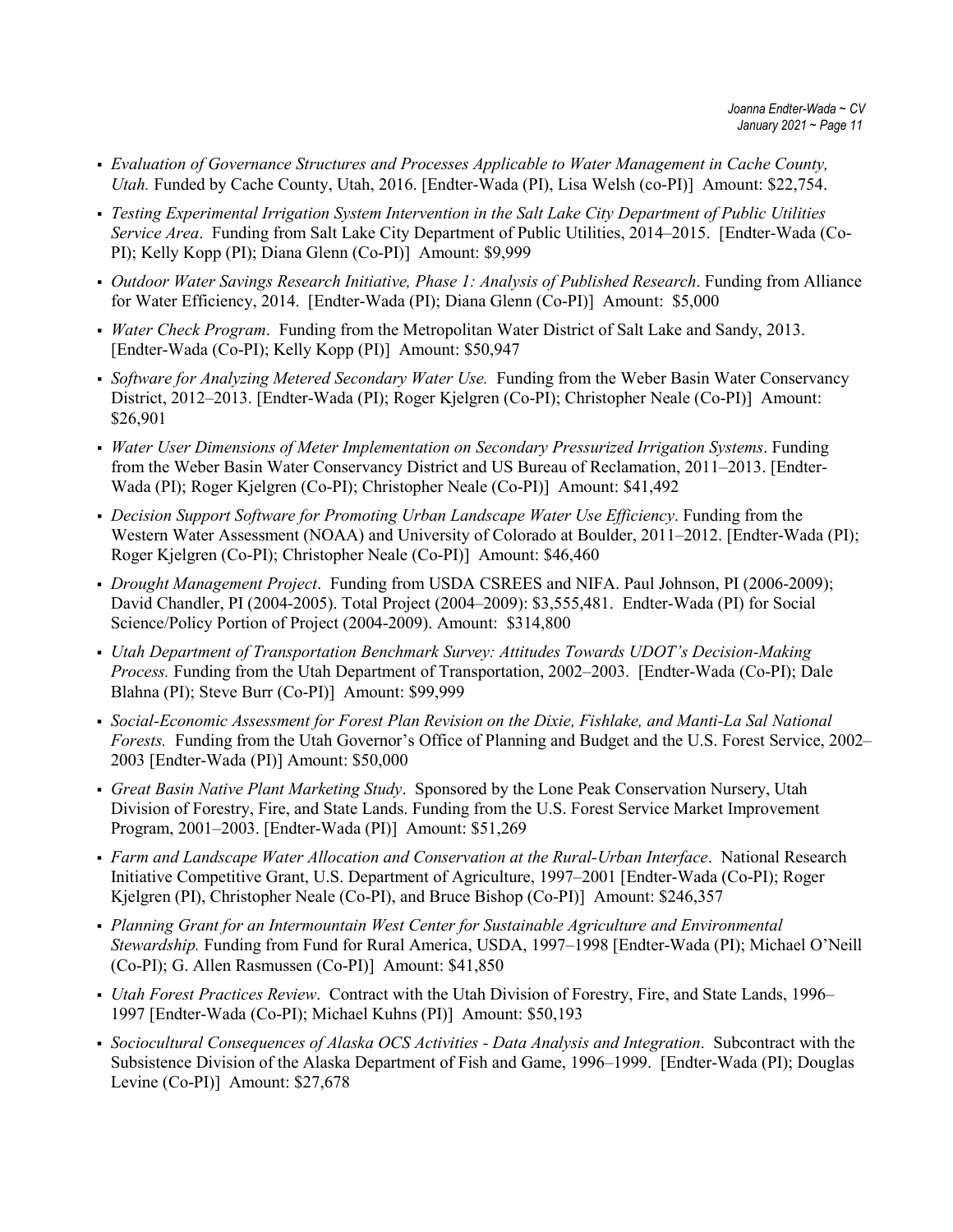- *Evaluation of Governance Structures and Processes Applicable to Water Management in Cache County, Utah.* Funded by Cache County, Utah, 2016. [Endter-Wada (PI), Lisa Welsh (co-PI)] Amount: $22,754.
- *Testing Experimental Irrigation System Intervention in the Salt Lake City Department of Public Utilities Service Area*. Funding from Salt Lake City Department of Public Utilities, 2014–2015. [Endter-Wada (Co-PI); Kelly Kopp (PI); Diana Glenn (Co-PI)] Amount: $9,999
- *Outdoor Water Savings Research Initiative, Phase 1: Analysis of Published Research*. Funding from Alliance for Water Efficiency, 2014. [Endter-Wada (PI); Diana Glenn (Co-PI)] Amount: $5,000
- *Water Check Program*. Funding from the Metropolitan Water District of Salt Lake and Sandy, 2013. [Endter-Wada (Co-PI); Kelly Kopp (PI)] Amount: $50,947
- *Software for Analyzing Metered Secondary Water Use.* Funding from the Weber Basin Water Conservancy District, 2012–2013. [Endter-Wada (PI); Roger Kjelgren (Co-PI); Christopher Neale (Co-PI)] Amount: $26,901
- *Water User Dimensions of Meter Implementation on Secondary Pressurized Irrigation Systems*. Funding from the Weber Basin Water Conservancy District and US Bureau of Reclamation, 2011–2013. [Endter-Wada (PI); Roger Kjelgren (Co-PI); Christopher Neale (Co-PI)] Amount: $41,492
- *Decision Support Software for Promoting Urban Landscape Water Use Efficiency*. Funding from the Western Water Assessment (NOAA) and University of Colorado at Boulder, 2011–2012. [Endter-Wada (PI); Roger Kjelgren (Co-PI); Christopher Neale (Co-PI)] Amount: $46,460
- *Drought Management Project*. Funding from USDA CSREES and NIFA. Paul Johnson, PI (2006-2009); David Chandler, PI (2004-2005). Total Project (2004–2009): $3,555,481. Endter-Wada (PI) for Social Science/Policy Portion of Project (2004-2009). Amount: $314,800
- *Utah Department of Transportation Benchmark Survey: Attitudes Towards UDOT's Decision-Making Process.* Funding from the Utah Department of Transportation, 2002–2003. [Endter-Wada (Co-PI); Dale Blahna (PI); Steve Burr (Co-PI)] Amount: $99,999
- *Social-Economic Assessment for Forest Plan Revision on the Dixie, Fishlake, and Manti-La Sal National Forests.* Funding from the Utah Governor's Office of Planning and Budget and the U.S. Forest Service, 2002–2003 [Endter-Wada (PI)] Amount: $50,000
- *Great Basin Native Plant Marketing Study*. Sponsored by the Lone Peak Conservation Nursery, Utah Division of Forestry, Fire, and State Lands. Funding from the U.S. Forest Service Market Improvement Program, 2001–2003. [Endter-Wada (PI)] Amount: $51,269
- *Farm and Landscape Water Allocation and Conservation at the Rural-Urban Interface*. National Research Initiative Competitive Grant, U.S. Department of Agriculture, 1997–2001 [Endter-Wada (Co-PI); Roger Kjelgren (PI), Christopher Neale (Co-PI), and Bruce Bishop (Co-PI)] Amount: $246,357
- *Planning Grant for an Intermountain West Center for Sustainable Agriculture and Environmental Stewardship.* Funding from Fund for Rural America, USDA, 1997–1998 [Endter-Wada (PI); Michael O'Neill (Co-PI); G. Allen Rasmussen (Co-PI)] Amount: $41,850
- *Utah Forest Practices Review*. Contract with the Utah Division of Forestry, Fire, and State Lands, 1996–1997 [Endter-Wada (Co-PI); Michael Kuhns (PI)] Amount: $50,193
- *Sociocultural Consequences of Alaska OCS Activities - Data Analysis and Integration*. Subcontract with the Subsistence Division of the Alaska Department of Fish and Game, 1996–1999. [Endter-Wada (PI); Douglas Levine (Co-PI)] Amount: $27,678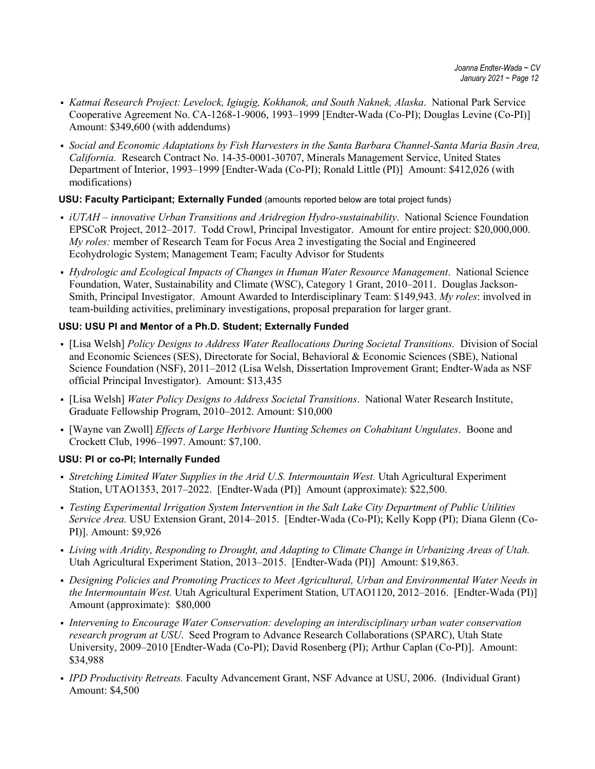- *Katmai Research Project: Levelock, Igiugig, Kokhanok, and South Naknek, Alaska*. National Park Service Cooperative Agreement No. CA-1268-1-9006, 1993–1999 [Endter-Wada (Co-PI); Douglas Levine (Co-PI)] Amount: $349,600 (with addendums)
- *Social and Economic Adaptations by Fish Harvesters in the Santa Barbara Channel-Santa Maria Basin Area, California.* Research Contract No. 14-35-0001-30707, Minerals Management Service, United States Department of Interior, 1993–1999 [Endter-Wada (Co-PI); Ronald Little (PI)] Amount: $412,026 (with modifications)

**USU: Faculty Participant; Externally Funded** (amounts reported below are total project funds)

- *iUTAH – innovative Urban Transitions and Aridregion Hydro-sustainability*. National Science Foundation EPSCoR Project, 2012–2017. Todd Crowl, Principal Investigator. Amount for entire project: $20,000,000. *My roles:* member of Research Team for Focus Area 2 investigating the Social and Engineered Ecohydrologic System; Management Team; Faculty Advisor for Students
- *Hydrologic and Ecological Impacts of Changes in Human Water Resource Management*. National Science Foundation, Water, Sustainability and Climate (WSC), Category 1 Grant, 2010–2011. Douglas Jackson-Smith, Principal Investigator. Amount Awarded to Interdisciplinary Team: $149,943. *My roles*: involved in team-building activities, preliminary investigations, proposal preparation for larger grant.

**USU: USU PI and Mentor of a Ph.D. Student; Externally Funded**

- [Lisa Welsh] *Policy Designs to Address Water Reallocations During Societal Transitions.* Division of Social and Economic Sciences (SES), Directorate for Social, Behavioral & Economic Sciences (SBE), National Science Foundation (NSF), 2011–2012 (Lisa Welsh, Dissertation Improvement Grant; Endter-Wada as NSF official Principal Investigator). Amount: $13,435
- [Lisa Welsh] *Water Policy Designs to Address Societal Transitions*. National Water Research Institute, Graduate Fellowship Program, 2010–2012. Amount: $10,000
- [Wayne van Zwoll] *Effects of Large Herbivore Hunting Schemes on Cohabitant Ungulates*. Boone and Crockett Club, 1996–1997. Amount: $7,100.

**USU: PI or co-PI; Internally Funded**

- *Stretching Limited Water Supplies in the Arid U.S. Intermountain West.* Utah Agricultural Experiment Station, UTAO1353, 2017–2022. [Endter-Wada (PI)] Amount (approximate): $22,500.
- *Testing Experimental Irrigation System Intervention in the Salt Lake City Department of Public Utilities Service Area.* USU Extension Grant, 2014–2015. [Endter-Wada (Co-PI); Kelly Kopp (PI); Diana Glenn (Co-PI)]. Amount: $9,926
- *Living with Aridity, Responding to Drought, and Adapting to Climate Change in Urbanizing Areas of Utah.* Utah Agricultural Experiment Station, 2013–2015. [Endter-Wada (PI)] Amount: $19,863.
- *Designing Policies and Promoting Practices to Meet Agricultural, Urban and Environmental Water Needs in the Intermountain West.* Utah Agricultural Experiment Station, UTAO1120, 2012–2016. [Endter-Wada (PI)] Amount (approximate): $80,000
- *Intervening to Encourage Water Conservation: developing an interdisciplinary urban water conservation research program at USU*. Seed Program to Advance Research Collaborations (SPARC), Utah State University, 2009–2010 [Endter-Wada (Co-PI); David Rosenberg (PI); Arthur Caplan (Co-PI)]. Amount: $34,988
- *IPD Productivity Retreats.* Faculty Advancement Grant, NSF Advance at USU, 2006. (Individual Grant) Amount: $4,500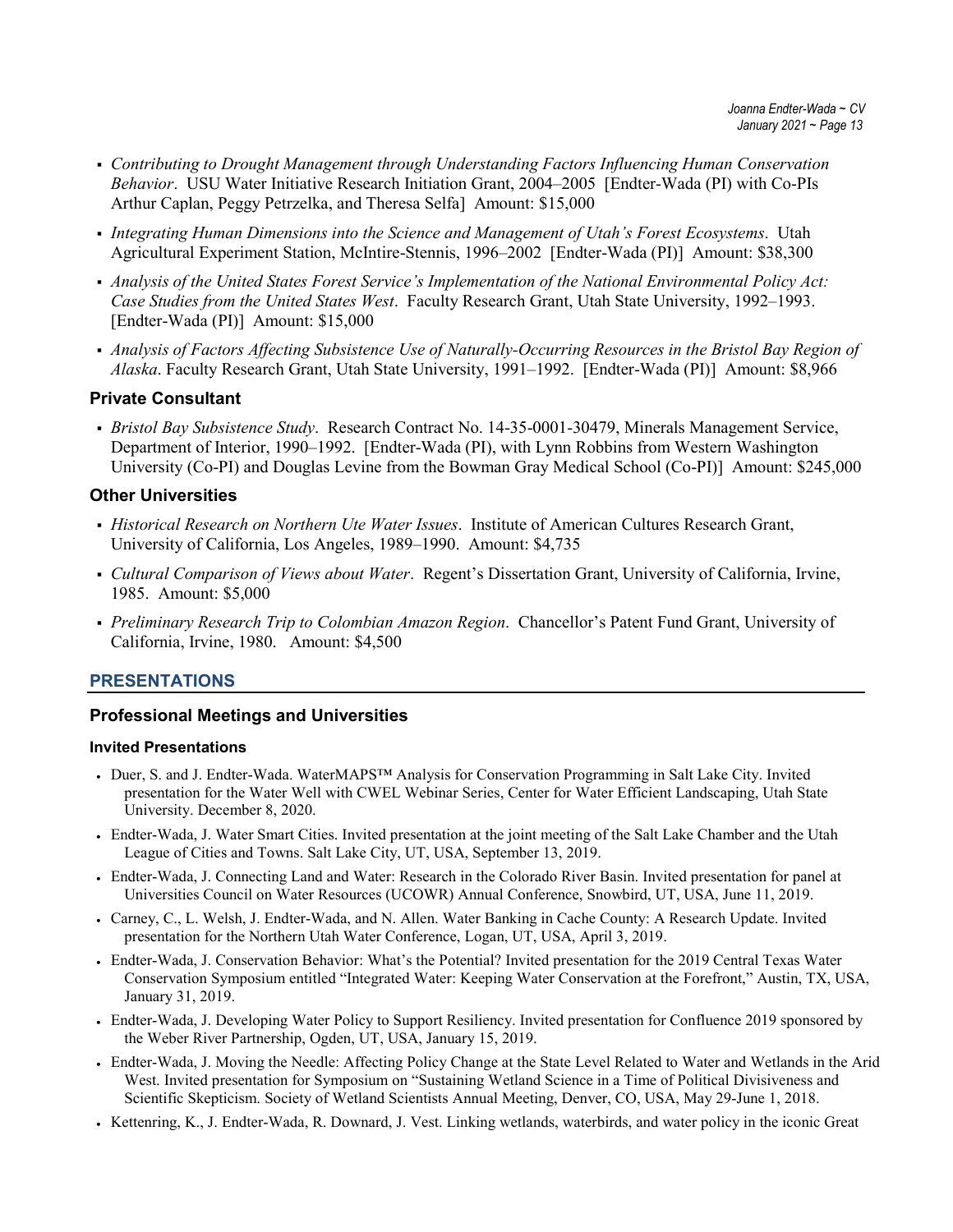- *Contributing to Drought Management through Understanding Factors Influencing Human Conservation Behavior*. USU Water Initiative Research Initiation Grant, 2004–2005 [Endter-Wada (PI) with Co-PIs Arthur Caplan, Peggy Petrzelka, and Theresa Selfa] Amount: $15,000
- *Integrating Human Dimensions into the Science and Management of Utah's Forest Ecosystems*. Utah Agricultural Experiment Station, McIntire-Stennis, 1996–2002 [Endter-Wada (PI)] Amount: $38,300
- *Analysis of the United States Forest Service's Implementation of the National Environmental Policy Act: Case Studies from the United States West*. Faculty Research Grant, Utah State University, 1992–1993. [Endter-Wada (PI)] Amount: $15,000
- *Analysis of Factors Affecting Subsistence Use of Naturally-Occurring Resources in the Bristol Bay Region of Alaska*. Faculty Research Grant, Utah State University, 1991–1992. [Endter-Wada (PI)] Amount: $8,966

### Private Consultant

- *Bristol Bay Subsistence Study*. Research Contract No. 14-35-0001-30479, Minerals Management Service, Department of Interior, 1990–1992. [Endter-Wada (PI), with Lynn Robbins from Western Washington University (Co-PI) and Douglas Levine from the Bowman Gray Medical School (Co-PI)] Amount: $245,000

### Other Universities

- *Historical Research on Northern Ute Water Issues*. Institute of American Cultures Research Grant, University of California, Los Angeles, 1989–1990. Amount: $4,735
- *Cultural Comparison of Views about Water*. Regent's Dissertation Grant, University of California, Irvine, 1985. Amount: $5,000
- *Preliminary Research Trip to Colombian Amazon Region*. Chancellor's Patent Fund Grant, University of California, Irvine, 1980. Amount: $4,500

## PRESENTATIONS

### Professional Meetings and Universities

#### Invited Presentations

- Duer, S. and J. Endter-Wada. WaterMAPS™ Analysis for Conservation Programming in Salt Lake City. Invited presentation for the Water Well with CWEL Webinar Series, Center for Water Efficient Landscaping, Utah State University. December 8, 2020.
- Endter-Wada, J. Water Smart Cities. Invited presentation at the joint meeting of the Salt Lake Chamber and the Utah League of Cities and Towns. Salt Lake City, UT, USA, September 13, 2019.
- Endter-Wada, J. Connecting Land and Water: Research in the Colorado River Basin. Invited presentation for panel at Universities Council on Water Resources (UCOWR) Annual Conference, Snowbird, UT, USA, June 11, 2019.
- Carney, C., L. Welsh, J. Endter-Wada, and N. Allen. Water Banking in Cache County: A Research Update. Invited presentation for the Northern Utah Water Conference, Logan, UT, USA, April 3, 2019.
- Endter-Wada, J. Conservation Behavior: What's the Potential? Invited presentation for the 2019 Central Texas Water Conservation Symposium entitled "Integrated Water: Keeping Water Conservation at the Forefront," Austin, TX, USA, January 31, 2019.
- Endter-Wada, J. Developing Water Policy to Support Resiliency. Invited presentation for Confluence 2019 sponsored by the Weber River Partnership, Ogden, UT, USA, January 15, 2019.
- Endter-Wada, J. Moving the Needle: Affecting Policy Change at the State Level Related to Water and Wetlands in the Arid West. Invited presentation for Symposium on "Sustaining Wetland Science in a Time of Political Divisiveness and Scientific Skepticism. Society of Wetland Scientists Annual Meeting, Denver, CO, USA, May 29-June 1, 2018.
- Kettenring, K., J. Endter-Wada, R. Downard, J. Vest. Linking wetlands, waterbirds, and water policy in the iconic Great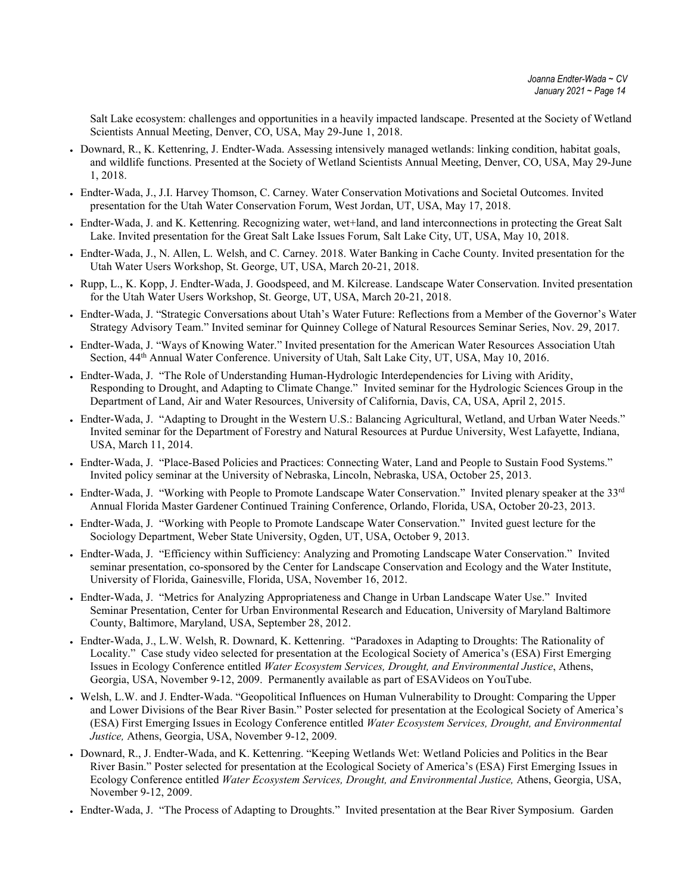Salt Lake ecosystem: challenges and opportunities in a heavily impacted landscape. Presented at the Society of Wetland Scientists Annual Meeting, Denver, CO, USA, May 29-June 1, 2018.

- Downard, R., K. Kettenring, J. Endter-Wada. Assessing intensively managed wetlands: linking condition, habitat goals, and wildlife functions. Presented at the Society of Wetland Scientists Annual Meeting, Denver, CO, USA, May 29-June 1, 2018.
- Endter-Wada, J., J.I. Harvey Thomson, C. Carney. Water Conservation Motivations and Societal Outcomes. Invited presentation for the Utah Water Conservation Forum, West Jordan, UT, USA, May 17, 2018.
- Endter-Wada, J. and K. Kettenring. Recognizing water, wet+land, and land interconnections in protecting the Great Salt Lake. Invited presentation for the Great Salt Lake Issues Forum, Salt Lake City, UT, USA, May 10, 2018.
- Endter-Wada, J., N. Allen, L. Welsh, and C. Carney. 2018. Water Banking in Cache County. Invited presentation for the Utah Water Users Workshop, St. George, UT, USA, March 20-21, 2018.
- Rupp, L., K. Kopp, J. Endter-Wada, J. Goodspeed, and M. Kilcrease. Landscape Water Conservation. Invited presentation for the Utah Water Users Workshop, St. George, UT, USA, March 20-21, 2018.
- Endter-Wada, J. "Strategic Conversations about Utah's Water Future: Reflections from a Member of the Governor's Water Strategy Advisory Team." Invited seminar for Quinney College of Natural Resources Seminar Series, Nov. 29, 2017.
- Endter-Wada, J. "Ways of Knowing Water." Invited presentation for the American Water Resources Association Utah Section, 44th Annual Water Conference. University of Utah, Salt Lake City, UT, USA, May 10, 2016.
- Endter-Wada, J. "The Role of Understanding Human-Hydrologic Interdependencies for Living with Aridity, Responding to Drought, and Adapting to Climate Change." Invited seminar for the Hydrologic Sciences Group in the Department of Land, Air and Water Resources, University of California, Davis, CA, USA, April 2, 2015.
- Endter-Wada, J. "Adapting to Drought in the Western U.S.: Balancing Agricultural, Wetland, and Urban Water Needs." Invited seminar for the Department of Forestry and Natural Resources at Purdue University, West Lafayette, Indiana, USA, March 11, 2014.
- Endter-Wada, J. "Place-Based Policies and Practices: Connecting Water, Land and People to Sustain Food Systems." Invited policy seminar at the University of Nebraska, Lincoln, Nebraska, USA, October 25, 2013.
- Endter-Wada, J. "Working with People to Promote Landscape Water Conservation." Invited plenary speaker at the 33rd Annual Florida Master Gardener Continued Training Conference, Orlando, Florida, USA, October 20-23, 2013.
- Endter-Wada, J. "Working with People to Promote Landscape Water Conservation." Invited guest lecture for the Sociology Department, Weber State University, Ogden, UT, USA, October 9, 2013.
- Endter-Wada, J. "Efficiency within Sufficiency: Analyzing and Promoting Landscape Water Conservation." Invited seminar presentation, co-sponsored by the Center for Landscape Conservation and Ecology and the Water Institute, University of Florida, Gainesville, Florida, USA, November 16, 2012.
- Endter-Wada, J. "Metrics for Analyzing Appropriateness and Change in Urban Landscape Water Use." Invited Seminar Presentation, Center for Urban Environmental Research and Education, University of Maryland Baltimore County, Baltimore, Maryland, USA, September 28, 2012.
- Endter-Wada, J., L.W. Welsh, R. Downard, K. Kettenring. "Paradoxes in Adapting to Droughts: The Rationality of Locality." Case study video selected for presentation at the Ecological Society of America's (ESA) First Emerging Issues in Ecology Conference entitled *Water Ecosystem Services, Drought, and Environmental Justice*, Athens, Georgia, USA, November 9-12, 2009. Permanently available as part of ESAVideos on YouTube.
- Welsh, L.W. and J. Endter-Wada. "Geopolitical Influences on Human Vulnerability to Drought: Comparing the Upper and Lower Divisions of the Bear River Basin." Poster selected for presentation at the Ecological Society of America's (ESA) First Emerging Issues in Ecology Conference entitled *Water Ecosystem Services, Drought, and Environmental Justice,* Athens, Georgia, USA, November 9-12, 2009.
- Downard, R., J. Endter-Wada, and K. Kettenring. "Keeping Wetlands Wet: Wetland Policies and Politics in the Bear River Basin." Poster selected for presentation at the Ecological Society of America's (ESA) First Emerging Issues in Ecology Conference entitled *Water Ecosystem Services, Drought, and Environmental Justice,* Athens, Georgia, USA, November 9-12, 2009.
- Endter-Wada, J. "The Process of Adapting to Droughts." Invited presentation at the Bear River Symposium. Garden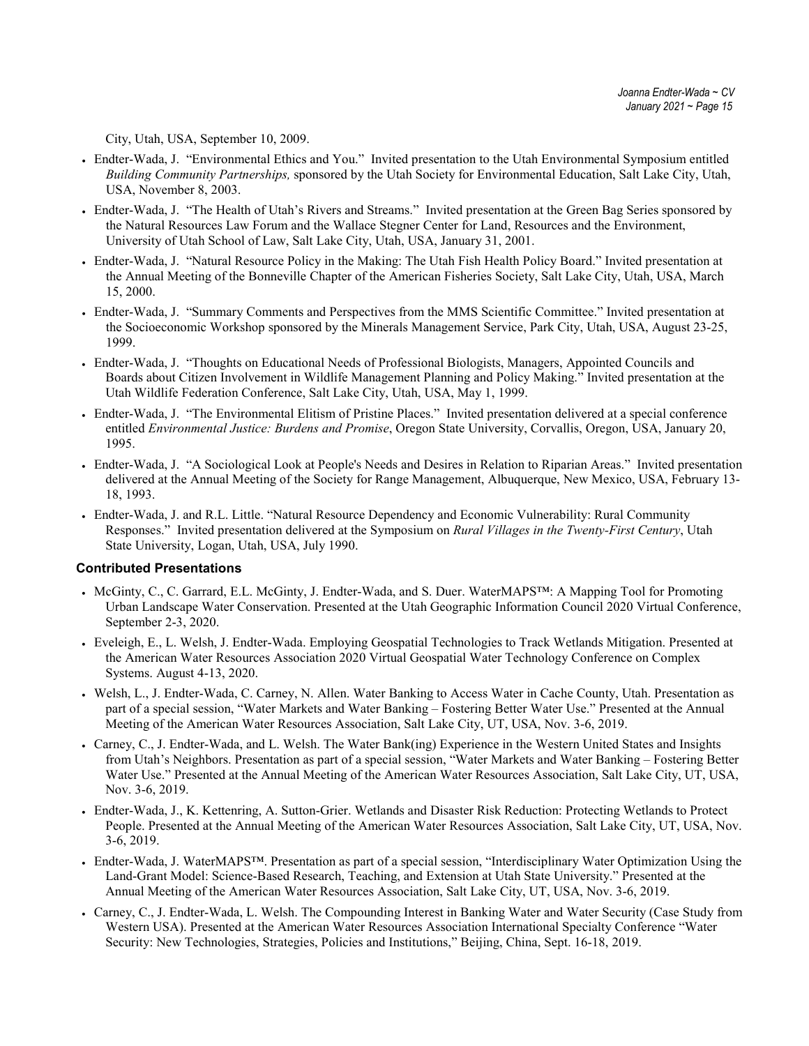City, Utah, USA, September 10, 2009.

- Endter-Wada, J. "Environmental Ethics and You." Invited presentation to the Utah Environmental Symposium entitled *Building Community Partnerships,* sponsored by the Utah Society for Environmental Education, Salt Lake City, Utah, USA, November 8, 2003.
- Endter-Wada, J. "The Health of Utah's Rivers and Streams." Invited presentation at the Green Bag Series sponsored by the Natural Resources Law Forum and the Wallace Stegner Center for Land, Resources and the Environment, University of Utah School of Law, Salt Lake City, Utah, USA, January 31, 2001.
- Endter-Wada, J. "Natural Resource Policy in the Making: The Utah Fish Health Policy Board." Invited presentation at the Annual Meeting of the Bonneville Chapter of the American Fisheries Society, Salt Lake City, Utah, USA, March 15, 2000.
- Endter-Wada, J. "Summary Comments and Perspectives from the MMS Scientific Committee." Invited presentation at the Socioeconomic Workshop sponsored by the Minerals Management Service, Park City, Utah, USA, August 23-25, 1999.
- Endter-Wada, J. "Thoughts on Educational Needs of Professional Biologists, Managers, Appointed Councils and Boards about Citizen Involvement in Wildlife Management Planning and Policy Making." Invited presentation at the Utah Wildlife Federation Conference, Salt Lake City, Utah, USA, May 1, 1999.
- Endter-Wada, J. "The Environmental Elitism of Pristine Places." Invited presentation delivered at a special conference entitled *Environmental Justice: Burdens and Promise*, Oregon State University, Corvallis, Oregon, USA, January 20, 1995.
- Endter-Wada, J. "A Sociological Look at People's Needs and Desires in Relation to Riparian Areas." Invited presentation delivered at the Annual Meeting of the Society for Range Management, Albuquerque, New Mexico, USA, February 13-18, 1993.
- Endter-Wada, J. and R.L. Little. "Natural Resource Dependency and Economic Vulnerability: Rural Community Responses." Invited presentation delivered at the Symposium on *Rural Villages in the Twenty-First Century*, Utah State University, Logan, Utah, USA, July 1990.

### Contributed Presentations

- McGinty, C., C. Garrard, E.L. McGinty, J. Endter-Wada, and S. Duer. WaterMAPS™: A Mapping Tool for Promoting Urban Landscape Water Conservation. Presented at the Utah Geographic Information Council 2020 Virtual Conference, September 2-3, 2020.
- Eveleigh, E., L. Welsh, J. Endter-Wada. Employing Geospatial Technologies to Track Wetlands Mitigation. Presented at the American Water Resources Association 2020 Virtual Geospatial Water Technology Conference on Complex Systems. August 4-13, 2020.
- Welsh, L., J. Endter-Wada, C. Carney, N. Allen. Water Banking to Access Water in Cache County, Utah. Presentation as part of a special session, "Water Markets and Water Banking – Fostering Better Water Use." Presented at the Annual Meeting of the American Water Resources Association, Salt Lake City, UT, USA, Nov. 3-6, 2019.
- Carney, C., J. Endter-Wada, and L. Welsh. The Water Bank(ing) Experience in the Western United States and Insights from Utah's Neighbors. Presentation as part of a special session, "Water Markets and Water Banking – Fostering Better Water Use." Presented at the Annual Meeting of the American Water Resources Association, Salt Lake City, UT, USA, Nov. 3-6, 2019.
- Endter-Wada, J., K. Kettenring, A. Sutton-Grier. Wetlands and Disaster Risk Reduction: Protecting Wetlands to Protect People. Presented at the Annual Meeting of the American Water Resources Association, Salt Lake City, UT, USA, Nov. 3-6, 2019.
- Endter-Wada, J. WaterMAPS™. Presentation as part of a special session, "Interdisciplinary Water Optimization Using the Land-Grant Model: Science-Based Research, Teaching, and Extension at Utah State University." Presented at the Annual Meeting of the American Water Resources Association, Salt Lake City, UT, USA, Nov. 3-6, 2019.
- Carney, C., J. Endter-Wada, L. Welsh. The Compounding Interest in Banking Water and Water Security (Case Study from Western USA). Presented at the American Water Resources Association International Specialty Conference "Water Security: New Technologies, Strategies, Policies and Institutions," Beijing, China, Sept. 16-18, 2019.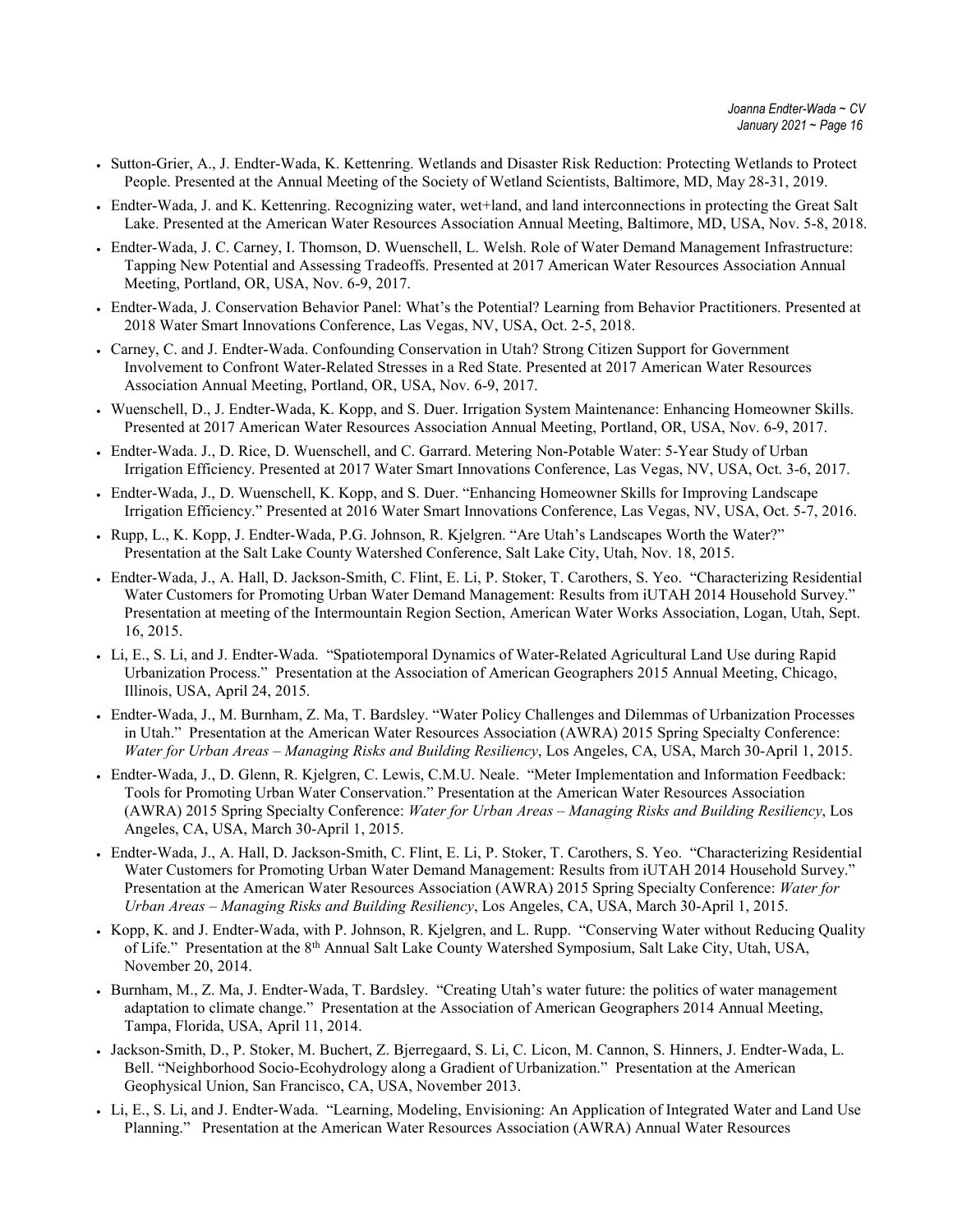- Sutton-Grier, A., J. Endter-Wada, K. Kettenring. Wetlands and Disaster Risk Reduction: Protecting Wetlands to Protect People. Presented at the Annual Meeting of the Society of Wetland Scientists, Baltimore, MD, May 28-31, 2019.
- Endter-Wada, J. and K. Kettenring. Recognizing water, wet+land, and land interconnections in protecting the Great Salt Lake. Presented at the American Water Resources Association Annual Meeting, Baltimore, MD, USA, Nov. 5-8, 2018.
- Endter-Wada, J. C. Carney, I. Thomson, D. Wuenschell, L. Welsh. Role of Water Demand Management Infrastructure: Tapping New Potential and Assessing Tradeoffs. Presented at 2017 American Water Resources Association Annual Meeting, Portland, OR, USA, Nov. 6-9, 2017.
- Endter-Wada, J. Conservation Behavior Panel: What's the Potential? Learning from Behavior Practitioners. Presented at 2018 Water Smart Innovations Conference, Las Vegas, NV, USA, Oct. 2-5, 2018.
- Carney, C. and J. Endter-Wada. Confounding Conservation in Utah? Strong Citizen Support for Government Involvement to Confront Water-Related Stresses in a Red State. Presented at 2017 American Water Resources Association Annual Meeting, Portland, OR, USA, Nov. 6-9, 2017.
- Wuenschell, D., J. Endter-Wada, K. Kopp, and S. Duer. Irrigation System Maintenance: Enhancing Homeowner Skills. Presented at 2017 American Water Resources Association Annual Meeting, Portland, OR, USA, Nov. 6-9, 2017.
- Endter-Wada. J., D. Rice, D. Wuenschell, and C. Garrard. Metering Non-Potable Water: 5-Year Study of Urban Irrigation Efficiency. Presented at 2017 Water Smart Innovations Conference, Las Vegas, NV, USA, Oct. 3-6, 2017.
- Endter-Wada, J., D. Wuenschell, K. Kopp, and S. Duer. "Enhancing Homeowner Skills for Improving Landscape Irrigation Efficiency." Presented at 2016 Water Smart Innovations Conference, Las Vegas, NV, USA, Oct. 5-7, 2016.
- Rupp, L., K. Kopp, J. Endter-Wada, P.G. Johnson, R. Kjelgren. "Are Utah's Landscapes Worth the Water?" Presentation at the Salt Lake County Watershed Conference, Salt Lake City, Utah, Nov. 18, 2015.
- Endter-Wada, J., A. Hall, D. Jackson-Smith, C. Flint, E. Li, P. Stoker, T. Carothers, S. Yeo. "Characterizing Residential Water Customers for Promoting Urban Water Demand Management: Results from iUTAH 2014 Household Survey." Presentation at meeting of the Intermountain Region Section, American Water Works Association, Logan, Utah, Sept. 16, 2015.
- Li, E., S. Li, and J. Endter-Wada. "Spatiotemporal Dynamics of Water-Related Agricultural Land Use during Rapid Urbanization Process." Presentation at the Association of American Geographers 2015 Annual Meeting, Chicago, Illinois, USA, April 24, 2015.
- Endter-Wada, J., M. Burnham, Z. Ma, T. Bardsley. "Water Policy Challenges and Dilemmas of Urbanization Processes in Utah." Presentation at the American Water Resources Association (AWRA) 2015 Spring Specialty Conference: *Water for Urban Areas – Managing Risks and Building Resiliency*, Los Angeles, CA, USA, March 30-April 1, 2015.
- Endter-Wada, J., D. Glenn, R. Kjelgren, C. Lewis, C.M.U. Neale. "Meter Implementation and Information Feedback: Tools for Promoting Urban Water Conservation." Presentation at the American Water Resources Association (AWRA) 2015 Spring Specialty Conference: *Water for Urban Areas – Managing Risks and Building Resiliency*, Los Angeles, CA, USA, March 30-April 1, 2015.
- Endter-Wada, J., A. Hall, D. Jackson-Smith, C. Flint, E. Li, P. Stoker, T. Carothers, S. Yeo. "Characterizing Residential Water Customers for Promoting Urban Water Demand Management: Results from iUTAH 2014 Household Survey." Presentation at the American Water Resources Association (AWRA) 2015 Spring Specialty Conference: *Water for Urban Areas – Managing Risks and Building Resiliency*, Los Angeles, CA, USA, March 30-April 1, 2015.
- Kopp, K. and J. Endter-Wada, with P. Johnson, R. Kjelgren, and L. Rupp. "Conserving Water without Reducing Quality of Life." Presentation at the 8th Annual Salt Lake County Watershed Symposium, Salt Lake City, Utah, USA, November 20, 2014.
- Burnham, M., Z. Ma, J. Endter-Wada, T. Bardsley. "Creating Utah's water future: the politics of water management adaptation to climate change." Presentation at the Association of American Geographers 2014 Annual Meeting, Tampa, Florida, USA, April 11, 2014.
- Jackson-Smith, D., P. Stoker, M. Buchert, Z. Bjerregaard, S. Li, C. Licon, M. Cannon, S. Hinners, J. Endter-Wada, L. Bell. "Neighborhood Socio-Ecohydrology along a Gradient of Urbanization." Presentation at the American Geophysical Union, San Francisco, CA, USA, November 2013.
- Li, E., S. Li, and J. Endter-Wada. "Learning, Modeling, Envisioning: An Application of Integrated Water and Land Use Planning." Presentation at the American Water Resources Association (AWRA) Annual Water Resources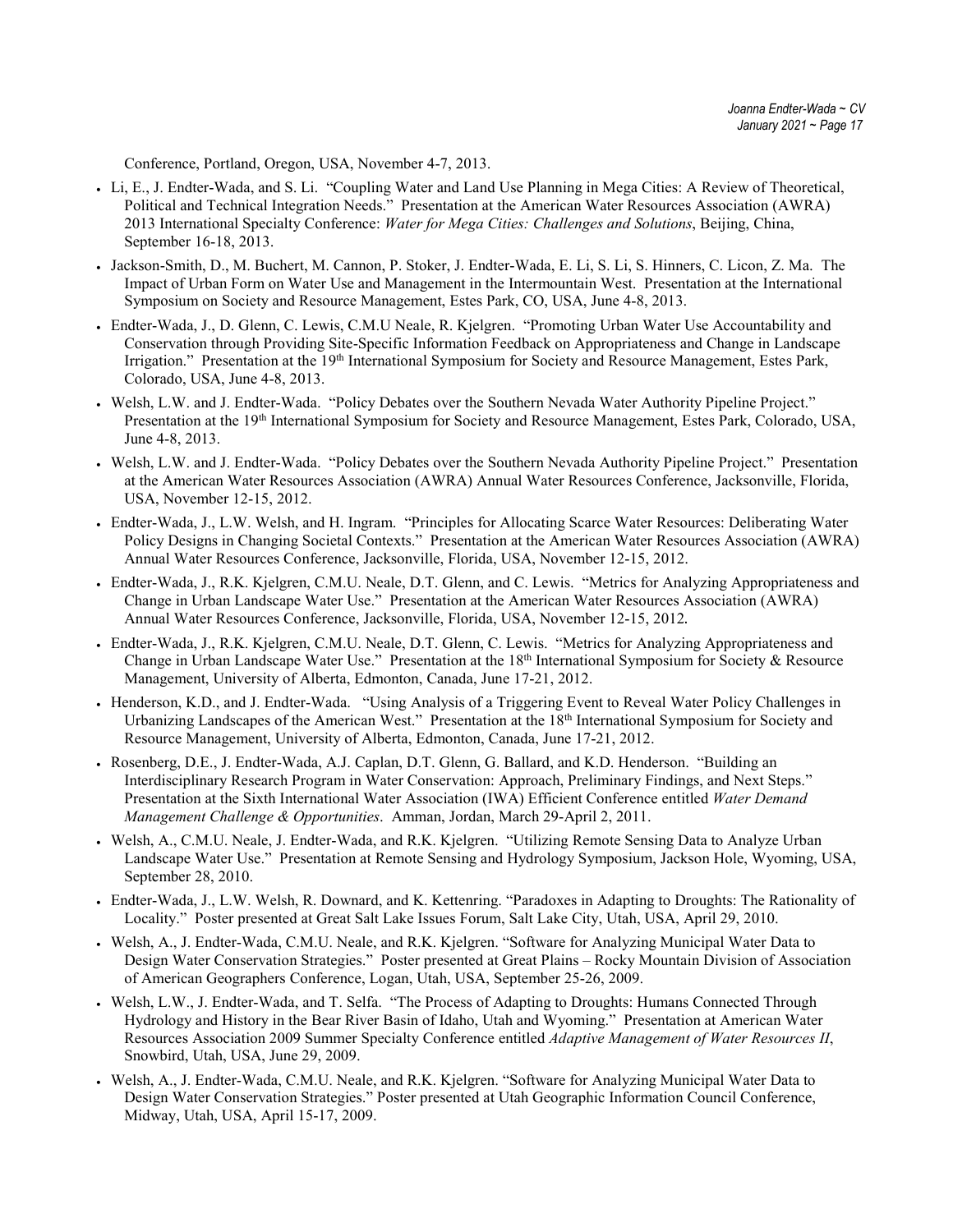Conference, Portland, Oregon, USA, November 4-7, 2013.

- Li, E., J. Endter-Wada, and S. Li. "Coupling Water and Land Use Planning in Mega Cities: A Review of Theoretical, Political and Technical Integration Needs." Presentation at the American Water Resources Association (AWRA) 2013 International Specialty Conference: *Water for Mega Cities: Challenges and Solutions*, Beijing, China, September 16-18, 2013.
- Jackson-Smith, D., M. Buchert, M. Cannon, P. Stoker, J. Endter-Wada, E. Li, S. Li, S. Hinners, C. Licon, Z. Ma. The Impact of Urban Form on Water Use and Management in the Intermountain West. Presentation at the International Symposium on Society and Resource Management, Estes Park, CO, USA, June 4-8, 2013.
- Endter-Wada, J., D. Glenn, C. Lewis, C.M.U Neale, R. Kjelgren. "Promoting Urban Water Use Accountability and Conservation through Providing Site-Specific Information Feedback on Appropriateness and Change in Landscape Irrigation." Presentation at the 19th International Symposium for Society and Resource Management, Estes Park, Colorado, USA, June 4-8, 2013.
- Welsh, L.W. and J. Endter-Wada. "Policy Debates over the Southern Nevada Water Authority Pipeline Project." Presentation at the 19th International Symposium for Society and Resource Management, Estes Park, Colorado, USA, June 4-8, 2013.
- Welsh, L.W. and J. Endter-Wada. "Policy Debates over the Southern Nevada Authority Pipeline Project." Presentation at the American Water Resources Association (AWRA) Annual Water Resources Conference, Jacksonville, Florida, USA, November 12-15, 2012.
- Endter-Wada, J., L.W. Welsh, and H. Ingram. "Principles for Allocating Scarce Water Resources: Deliberating Water Policy Designs in Changing Societal Contexts." Presentation at the American Water Resources Association (AWRA) Annual Water Resources Conference, Jacksonville, Florida, USA, November 12-15, 2012.
- Endter-Wada, J., R.K. Kjelgren, C.M.U. Neale, D.T. Glenn, and C. Lewis. "Metrics for Analyzing Appropriateness and Change in Urban Landscape Water Use." Presentation at the American Water Resources Association (AWRA) Annual Water Resources Conference, Jacksonville, Florida, USA, November 12-15, 2012.
- Endter-Wada, J., R.K. Kjelgren, C.M.U. Neale, D.T. Glenn, C. Lewis. "Metrics for Analyzing Appropriateness and Change in Urban Landscape Water Use." Presentation at the 18th International Symposium for Society & Resource Management, University of Alberta, Edmonton, Canada, June 17-21, 2012.
- Henderson, K.D., and J. Endter-Wada. "Using Analysis of a Triggering Event to Reveal Water Policy Challenges in Urbanizing Landscapes of the American West." Presentation at the 18th International Symposium for Society and Resource Management, University of Alberta, Edmonton, Canada, June 17-21, 2012.
- Rosenberg, D.E., J. Endter-Wada, A.J. Caplan, D.T. Glenn, G. Ballard, and K.D. Henderson. "Building an Interdisciplinary Research Program in Water Conservation: Approach, Preliminary Findings, and Next Steps." Presentation at the Sixth International Water Association (IWA) Efficient Conference entitled *Water Demand Management Challenge & Opportunities*. Amman, Jordan, March 29-April 2, 2011.
- Welsh, A., C.M.U. Neale, J. Endter-Wada, and R.K. Kjelgren. "Utilizing Remote Sensing Data to Analyze Urban Landscape Water Use." Presentation at Remote Sensing and Hydrology Symposium, Jackson Hole, Wyoming, USA, September 28, 2010.
- Endter-Wada, J., L.W. Welsh, R. Downard, and K. Kettenring. "Paradoxes in Adapting to Droughts: The Rationality of Locality." Poster presented at Great Salt Lake Issues Forum, Salt Lake City, Utah, USA, April 29, 2010.
- Welsh, A., J. Endter-Wada, C.M.U. Neale, and R.K. Kjelgren. "Software for Analyzing Municipal Water Data to Design Water Conservation Strategies." Poster presented at Great Plains – Rocky Mountain Division of Association of American Geographers Conference, Logan, Utah, USA, September 25-26, 2009.
- Welsh, L.W., J. Endter-Wada, and T. Selfa. "The Process of Adapting to Droughts: Humans Connected Through Hydrology and History in the Bear River Basin of Idaho, Utah and Wyoming." Presentation at American Water Resources Association 2009 Summer Specialty Conference entitled *Adaptive Management of Water Resources II*, Snowbird, Utah, USA, June 29, 2009.
- Welsh, A., J. Endter-Wada, C.M.U. Neale, and R.K. Kjelgren. "Software for Analyzing Municipal Water Data to Design Water Conservation Strategies." Poster presented at Utah Geographic Information Council Conference, Midway, Utah, USA, April 15-17, 2009.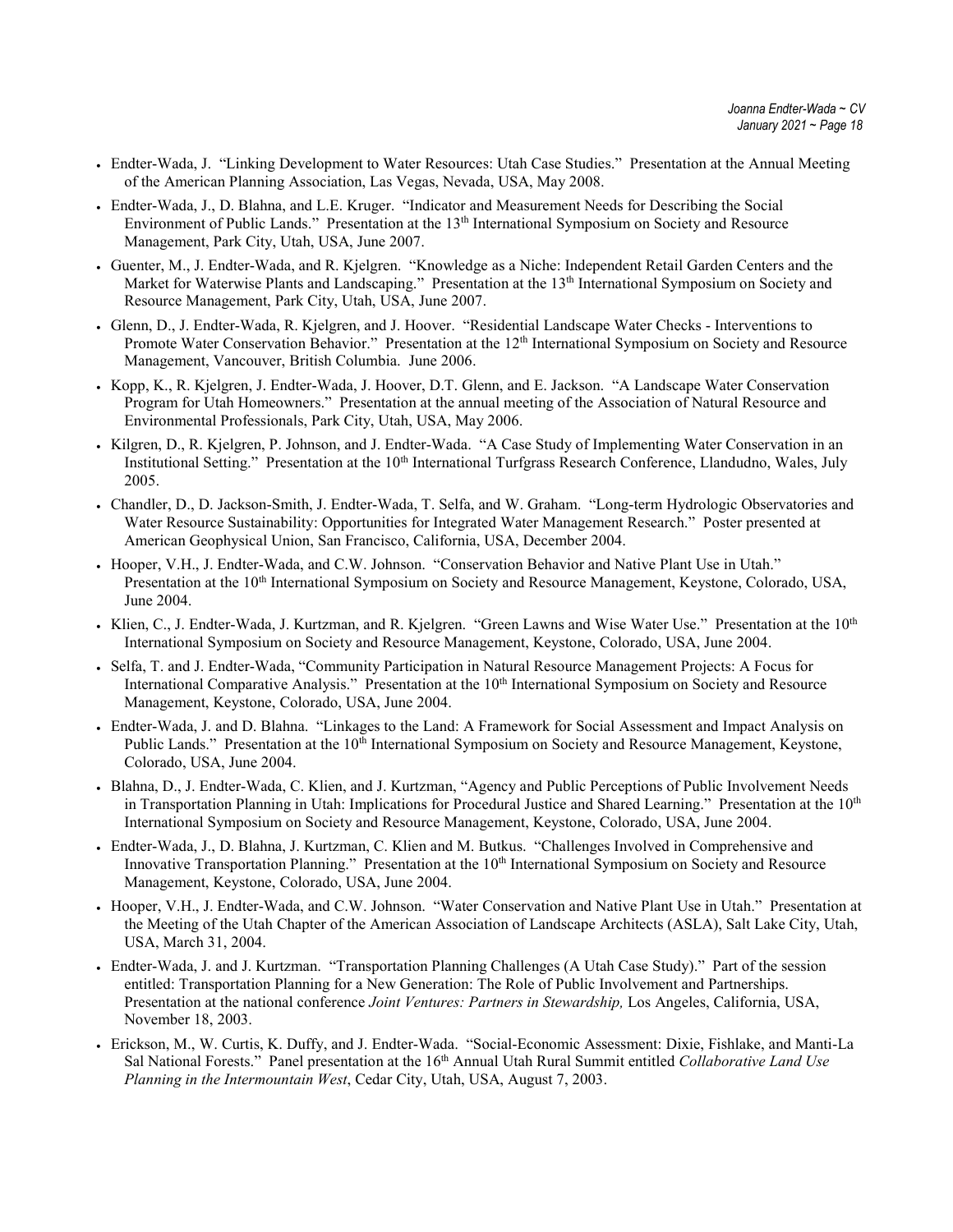- Endter-Wada, J. "Linking Development to Water Resources: Utah Case Studies." Presentation at the Annual Meeting of the American Planning Association, Las Vegas, Nevada, USA, May 2008.
- Endter-Wada, J., D. Blahna, and L.E. Kruger. "Indicator and Measurement Needs for Describing the Social Environment of Public Lands." Presentation at the 13th International Symposium on Society and Resource Management, Park City, Utah, USA, June 2007.
- Guenter, M., J. Endter-Wada, and R. Kjelgren. "Knowledge as a Niche: Independent Retail Garden Centers and the Market for Waterwise Plants and Landscaping." Presentation at the 13th International Symposium on Society and Resource Management, Park City, Utah, USA, June 2007.
- Glenn, D., J. Endter-Wada, R. Kjelgren, and J. Hoover. "Residential Landscape Water Checks - Interventions to Promote Water Conservation Behavior." Presentation at the 12th International Symposium on Society and Resource Management, Vancouver, British Columbia. June 2006.
- Kopp, K., R. Kjelgren, J. Endter-Wada, J. Hoover, D.T. Glenn, and E. Jackson. "A Landscape Water Conservation Program for Utah Homeowners." Presentation at the annual meeting of the Association of Natural Resource and Environmental Professionals, Park City, Utah, USA, May 2006.
- Kilgren, D., R. Kjelgren, P. Johnson, and J. Endter-Wada. "A Case Study of Implementing Water Conservation in an Institutional Setting." Presentation at the 10th International Turfgrass Research Conference, Llandudno, Wales, July 2005.
- Chandler, D., D. Jackson-Smith, J. Endter-Wada, T. Selfa, and W. Graham. "Long-term Hydrologic Observatories and Water Resource Sustainability: Opportunities for Integrated Water Management Research." Poster presented at American Geophysical Union, San Francisco, California, USA, December 2004.
- Hooper, V.H., J. Endter-Wada, and C.W. Johnson. "Conservation Behavior and Native Plant Use in Utah." Presentation at the 10th International Symposium on Society and Resource Management, Keystone, Colorado, USA, June 2004.
- Klien, C., J. Endter-Wada, J. Kurtzman, and R. Kjelgren. "Green Lawns and Wise Water Use." Presentation at the 10th International Symposium on Society and Resource Management, Keystone, Colorado, USA, June 2004.
- Selfa, T. and J. Endter-Wada, "Community Participation in Natural Resource Management Projects: A Focus for International Comparative Analysis." Presentation at the 10th International Symposium on Society and Resource Management, Keystone, Colorado, USA, June 2004.
- Endter-Wada, J. and D. Blahna. "Linkages to the Land: A Framework for Social Assessment and Impact Analysis on Public Lands." Presentation at the 10th International Symposium on Society and Resource Management, Keystone, Colorado, USA, June 2004.
- Blahna, D., J. Endter-Wada, C. Klien, and J. Kurtzman, "Agency and Public Perceptions of Public Involvement Needs in Transportation Planning in Utah: Implications for Procedural Justice and Shared Learning." Presentation at the 10th International Symposium on Society and Resource Management, Keystone, Colorado, USA, June 2004.
- Endter-Wada, J., D. Blahna, J. Kurtzman, C. Klien and M. Butkus. "Challenges Involved in Comprehensive and Innovative Transportation Planning." Presentation at the 10th International Symposium on Society and Resource Management, Keystone, Colorado, USA, June 2004.
- Hooper, V.H., J. Endter-Wada, and C.W. Johnson. "Water Conservation and Native Plant Use in Utah." Presentation at the Meeting of the Utah Chapter of the American Association of Landscape Architects (ASLA), Salt Lake City, Utah, USA, March 31, 2004.
- Endter-Wada, J. and J. Kurtzman. "Transportation Planning Challenges (A Utah Case Study)." Part of the session entitled: Transportation Planning for a New Generation: The Role of Public Involvement and Partnerships. Presentation at the national conference *Joint Ventures: Partners in Stewardship,* Los Angeles, California, USA, November 18, 2003.
- Erickson, M., W. Curtis, K. Duffy, and J. Endter-Wada. "Social-Economic Assessment: Dixie, Fishlake, and Manti-La Sal National Forests." Panel presentation at the 16th Annual Utah Rural Summit entitled *Collaborative Land Use Planning in the Intermountain West*, Cedar City, Utah, USA, August 7, 2003.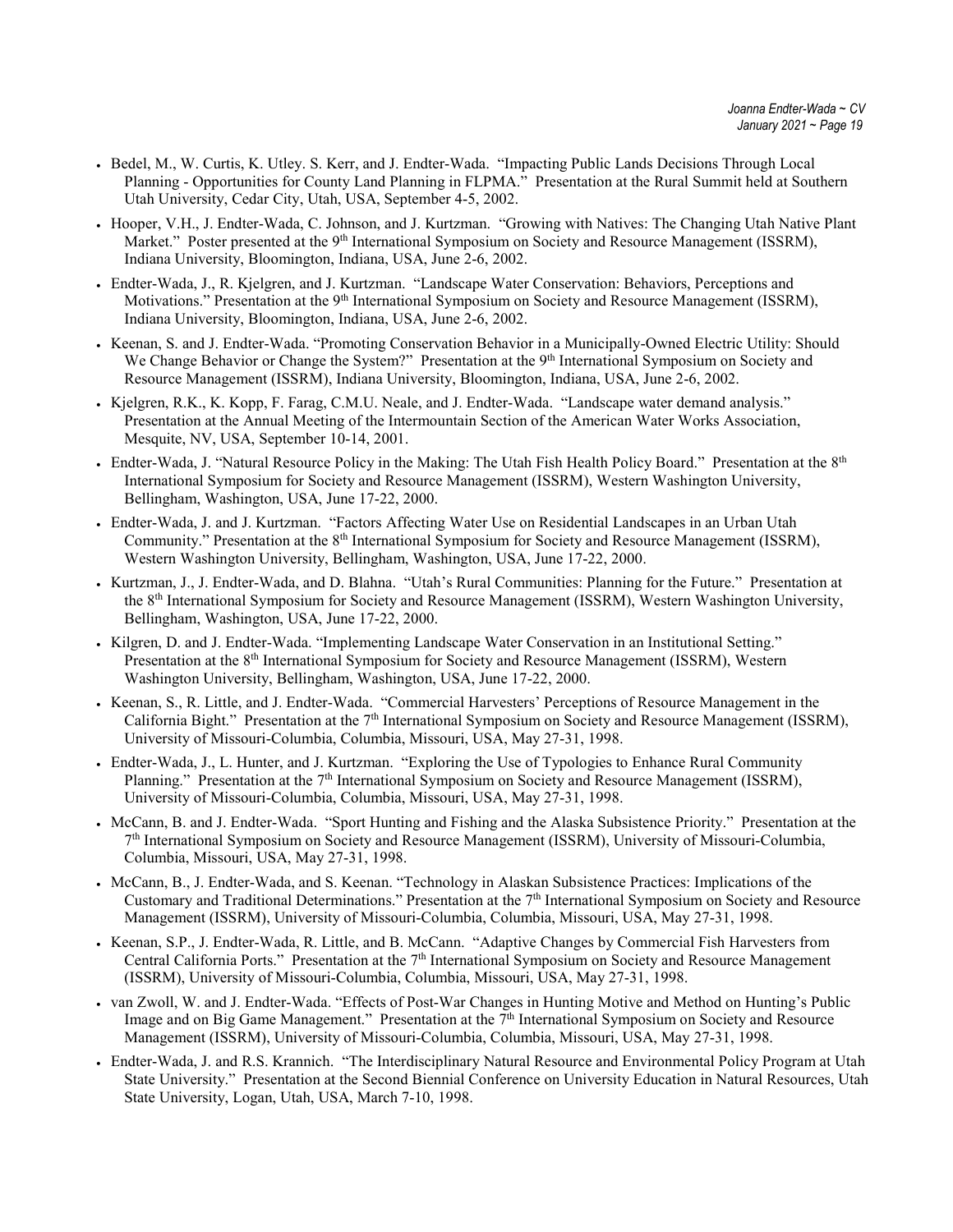- Bedel, M., W. Curtis, K. Utley. S. Kerr, and J. Endter-Wada. "Impacting Public Lands Decisions Through Local Planning - Opportunities for County Land Planning in FLPMA." Presentation at the Rural Summit held at Southern Utah University, Cedar City, Utah, USA, September 4-5, 2002.
- Hooper, V.H., J. Endter-Wada, C. Johnson, and J. Kurtzman. "Growing with Natives: The Changing Utah Native Plant Market." Poster presented at the 9th International Symposium on Society and Resource Management (ISSRM), Indiana University, Bloomington, Indiana, USA, June 2-6, 2002.
- Endter-Wada, J., R. Kjelgren, and J. Kurtzman. "Landscape Water Conservation: Behaviors, Perceptions and Motivations." Presentation at the 9th International Symposium on Society and Resource Management (ISSRM), Indiana University, Bloomington, Indiana, USA, June 2-6, 2002.
- Keenan, S. and J. Endter-Wada. "Promoting Conservation Behavior in a Municipally-Owned Electric Utility: Should We Change Behavior or Change the System?" Presentation at the 9th International Symposium on Society and Resource Management (ISSRM), Indiana University, Bloomington, Indiana, USA, June 2-6, 2002.
- Kjelgren, R.K., K. Kopp, F. Farag, C.M.U. Neale, and J. Endter-Wada. "Landscape water demand analysis." Presentation at the Annual Meeting of the Intermountain Section of the American Water Works Association, Mesquite, NV, USA, September 10-14, 2001.
- Endter-Wada, J. "Natural Resource Policy in the Making: The Utah Fish Health Policy Board." Presentation at the 8th International Symposium for Society and Resource Management (ISSRM), Western Washington University, Bellingham, Washington, USA, June 17-22, 2000.
- Endter-Wada, J. and J. Kurtzman. "Factors Affecting Water Use on Residential Landscapes in an Urban Utah Community." Presentation at the 8th International Symposium for Society and Resource Management (ISSRM), Western Washington University, Bellingham, Washington, USA, June 17-22, 2000.
- Kurtzman, J., J. Endter-Wada, and D. Blahna. "Utah's Rural Communities: Planning for the Future." Presentation at the 8th International Symposium for Society and Resource Management (ISSRM), Western Washington University, Bellingham, Washington, USA, June 17-22, 2000.
- Kilgren, D. and J. Endter-Wada. "Implementing Landscape Water Conservation in an Institutional Setting." Presentation at the 8th International Symposium for Society and Resource Management (ISSRM), Western Washington University, Bellingham, Washington, USA, June 17-22, 2000.
- Keenan, S., R. Little, and J. Endter-Wada. "Commercial Harvesters' Perceptions of Resource Management in the California Bight." Presentation at the 7th International Symposium on Society and Resource Management (ISSRM), University of Missouri-Columbia, Columbia, Missouri, USA, May 27-31, 1998.
- Endter-Wada, J., L. Hunter, and J. Kurtzman. "Exploring the Use of Typologies to Enhance Rural Community Planning." Presentation at the 7th International Symposium on Society and Resource Management (ISSRM), University of Missouri-Columbia, Columbia, Missouri, USA, May 27-31, 1998.
- McCann, B. and J. Endter-Wada. "Sport Hunting and Fishing and the Alaska Subsistence Priority." Presentation at the 7th International Symposium on Society and Resource Management (ISSRM), University of Missouri-Columbia, Columbia, Missouri, USA, May 27-31, 1998.
- McCann, B., J. Endter-Wada, and S. Keenan. "Technology in Alaskan Subsistence Practices: Implications of the Customary and Traditional Determinations." Presentation at the 7th International Symposium on Society and Resource Management (ISSRM), University of Missouri-Columbia, Columbia, Missouri, USA, May 27-31, 1998.
- Keenan, S.P., J. Endter-Wada, R. Little, and B. McCann. "Adaptive Changes by Commercial Fish Harvesters from Central California Ports." Presentation at the 7th International Symposium on Society and Resource Management (ISSRM), University of Missouri-Columbia, Columbia, Missouri, USA, May 27-31, 1998.
- van Zwoll, W. and J. Endter-Wada. "Effects of Post-War Changes in Hunting Motive and Method on Hunting's Public Image and on Big Game Management." Presentation at the 7th International Symposium on Society and Resource Management (ISSRM), University of Missouri-Columbia, Columbia, Missouri, USA, May 27-31, 1998.
- Endter-Wada, J. and R.S. Krannich. "The Interdisciplinary Natural Resource and Environmental Policy Program at Utah State University." Presentation at the Second Biennial Conference on University Education in Natural Resources, Utah State University, Logan, Utah, USA, March 7-10, 1998.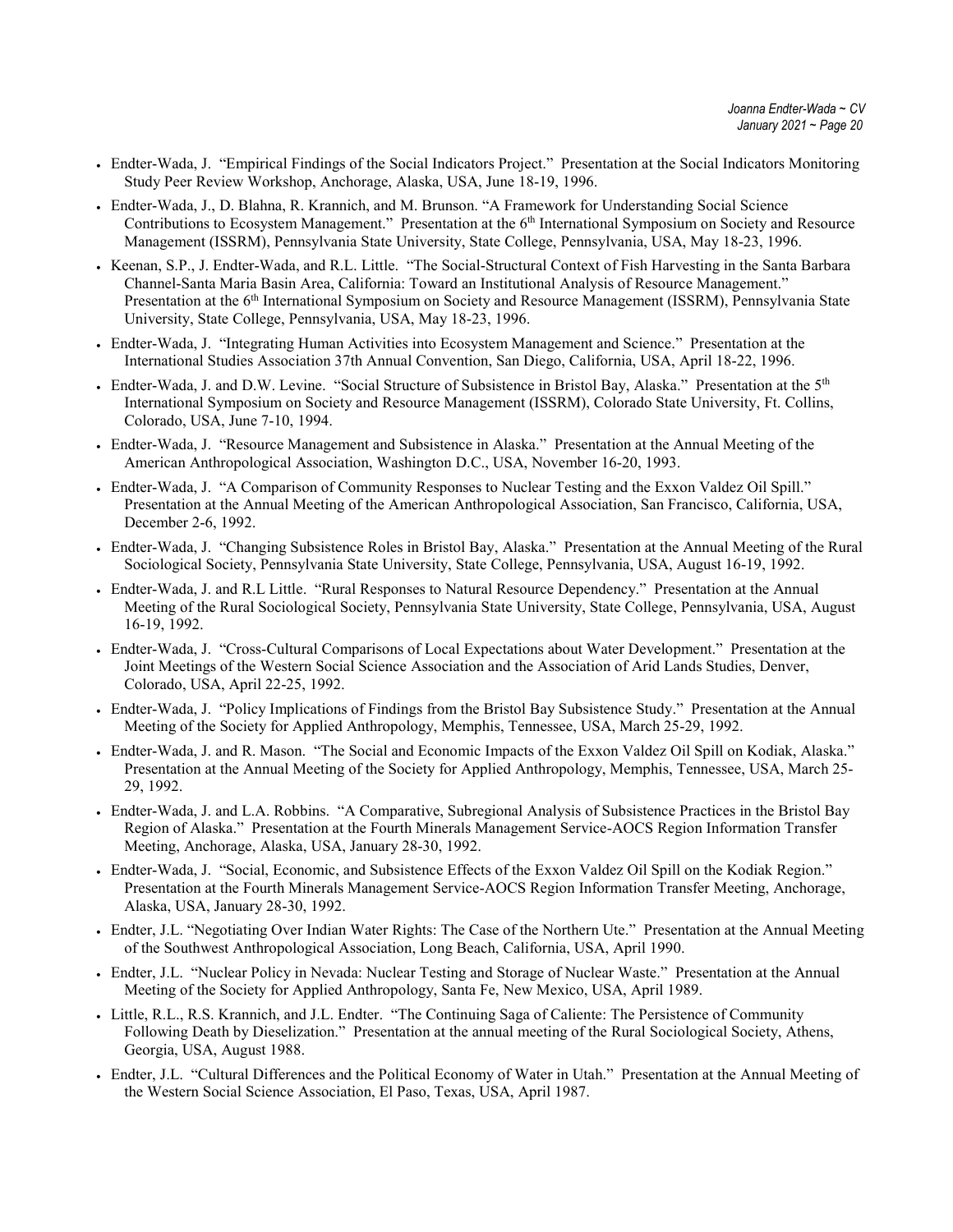- Endter-Wada, J. "Empirical Findings of the Social Indicators Project." Presentation at the Social Indicators Monitoring Study Peer Review Workshop, Anchorage, Alaska, USA, June 18-19, 1996.
- Endter-Wada, J., D. Blahna, R. Krannich, and M. Brunson. "A Framework for Understanding Social Science Contributions to Ecosystem Management." Presentation at the 6th International Symposium on Society and Resource Management (ISSRM), Pennsylvania State University, State College, Pennsylvania, USA, May 18-23, 1996.
- Keenan, S.P., J. Endter-Wada, and R.L. Little. "The Social-Structural Context of Fish Harvesting in the Santa Barbara Channel-Santa Maria Basin Area, California: Toward an Institutional Analysis of Resource Management." Presentation at the 6th International Symposium on Society and Resource Management (ISSRM), Pennsylvania State University, State College, Pennsylvania, USA, May 18-23, 1996.
- Endter-Wada, J. "Integrating Human Activities into Ecosystem Management and Science." Presentation at the International Studies Association 37th Annual Convention, San Diego, California, USA, April 18-22, 1996.
- Endter-Wada, J. and D.W. Levine. "Social Structure of Subsistence in Bristol Bay, Alaska." Presentation at the 5th International Symposium on Society and Resource Management (ISSRM), Colorado State University, Ft. Collins, Colorado, USA, June 7-10, 1994.
- Endter-Wada, J. "Resource Management and Subsistence in Alaska." Presentation at the Annual Meeting of the American Anthropological Association, Washington D.C., USA, November 16-20, 1993.
- Endter-Wada, J. "A Comparison of Community Responses to Nuclear Testing and the Exxon Valdez Oil Spill." Presentation at the Annual Meeting of the American Anthropological Association, San Francisco, California, USA, December 2-6, 1992.
- Endter-Wada, J. "Changing Subsistence Roles in Bristol Bay, Alaska." Presentation at the Annual Meeting of the Rural Sociological Society, Pennsylvania State University, State College, Pennsylvania, USA, August 16-19, 1992.
- Endter-Wada, J. and R.L Little. "Rural Responses to Natural Resource Dependency." Presentation at the Annual Meeting of the Rural Sociological Society, Pennsylvania State University, State College, Pennsylvania, USA, August 16-19, 1992.
- Endter-Wada, J. "Cross-Cultural Comparisons of Local Expectations about Water Development." Presentation at the Joint Meetings of the Western Social Science Association and the Association of Arid Lands Studies, Denver, Colorado, USA, April 22-25, 1992.
- Endter-Wada, J. "Policy Implications of Findings from the Bristol Bay Subsistence Study." Presentation at the Annual Meeting of the Society for Applied Anthropology, Memphis, Tennessee, USA, March 25-29, 1992.
- Endter-Wada, J. and R. Mason. "The Social and Economic Impacts of the Exxon Valdez Oil Spill on Kodiak, Alaska." Presentation at the Annual Meeting of the Society for Applied Anthropology, Memphis, Tennessee, USA, March 25-29, 1992.
- Endter-Wada, J. and L.A. Robbins. "A Comparative, Subregional Analysis of Subsistence Practices in the Bristol Bay Region of Alaska." Presentation at the Fourth Minerals Management Service-AOCS Region Information Transfer Meeting, Anchorage, Alaska, USA, January 28-30, 1992.
- Endter-Wada, J. "Social, Economic, and Subsistence Effects of the Exxon Valdez Oil Spill on the Kodiak Region." Presentation at the Fourth Minerals Management Service-AOCS Region Information Transfer Meeting, Anchorage, Alaska, USA, January 28-30, 1992.
- Endter, J.L. "Negotiating Over Indian Water Rights: The Case of the Northern Ute." Presentation at the Annual Meeting of the Southwest Anthropological Association, Long Beach, California, USA, April 1990.
- Endter, J.L. "Nuclear Policy in Nevada: Nuclear Testing and Storage of Nuclear Waste." Presentation at the Annual Meeting of the Society for Applied Anthropology, Santa Fe, New Mexico, USA, April 1989.
- Little, R.L., R.S. Krannich, and J.L. Endter. "The Continuing Saga of Caliente: The Persistence of Community Following Death by Dieselization." Presentation at the annual meeting of the Rural Sociological Society, Athens, Georgia, USA, August 1988.
- Endter, J.L. "Cultural Differences and the Political Economy of Water in Utah." Presentation at the Annual Meeting of the Western Social Science Association, El Paso, Texas, USA, April 1987.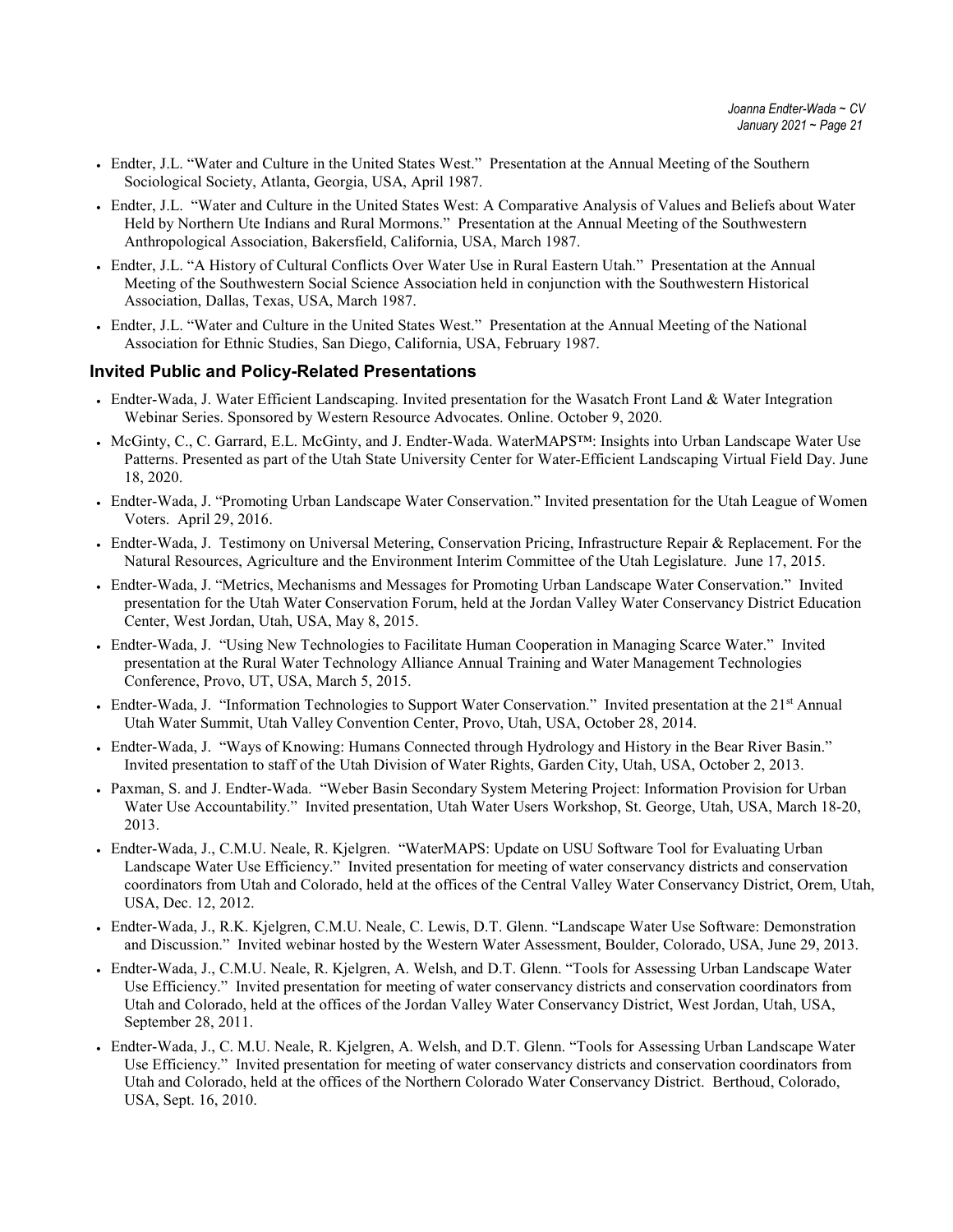- Endter, J.L. "Water and Culture in the United States West." Presentation at the Annual Meeting of the Southern Sociological Society, Atlanta, Georgia, USA, April 1987.
- Endter, J.L. "Water and Culture in the United States West: A Comparative Analysis of Values and Beliefs about Water Held by Northern Ute Indians and Rural Mormons." Presentation at the Annual Meeting of the Southwestern Anthropological Association, Bakersfield, California, USA, March 1987.
- Endter, J.L. "A History of Cultural Conflicts Over Water Use in Rural Eastern Utah." Presentation at the Annual Meeting of the Southwestern Social Science Association held in conjunction with the Southwestern Historical Association, Dallas, Texas, USA, March 1987.
- Endter, J.L. "Water and Culture in the United States West." Presentation at the Annual Meeting of the National Association for Ethnic Studies, San Diego, California, USA, February 1987.

### Invited Public and Policy-Related Presentations

- Endter-Wada, J. Water Efficient Landscaping. Invited presentation for the Wasatch Front Land & Water Integration Webinar Series. Sponsored by Western Resource Advocates. Online. October 9, 2020.
- McGinty, C., C. Garrard, E.L. McGinty, and J. Endter-Wada. WaterMAPS™: Insights into Urban Landscape Water Use Patterns. Presented as part of the Utah State University Center for Water-Efficient Landscaping Virtual Field Day. June 18, 2020.
- Endter-Wada, J. "Promoting Urban Landscape Water Conservation." Invited presentation for the Utah League of Women Voters. April 29, 2016.
- Endter-Wada, J. Testimony on Universal Metering, Conservation Pricing, Infrastructure Repair & Replacement. For the Natural Resources, Agriculture and the Environment Interim Committee of the Utah Legislature. June 17, 2015.
- Endter-Wada, J. "Metrics, Mechanisms and Messages for Promoting Urban Landscape Water Conservation." Invited presentation for the Utah Water Conservation Forum, held at the Jordan Valley Water Conservancy District Education Center, West Jordan, Utah, USA, May 8, 2015.
- Endter-Wada, J. "Using New Technologies to Facilitate Human Cooperation in Managing Scarce Water." Invited presentation at the Rural Water Technology Alliance Annual Training and Water Management Technologies Conference, Provo, UT, USA, March 5, 2015.
- Endter-Wada, J. "Information Technologies to Support Water Conservation." Invited presentation at the 21st Annual Utah Water Summit, Utah Valley Convention Center, Provo, Utah, USA, October 28, 2014.
- Endter-Wada, J. "Ways of Knowing: Humans Connected through Hydrology and History in the Bear River Basin." Invited presentation to staff of the Utah Division of Water Rights, Garden City, Utah, USA, October 2, 2013.
- Paxman, S. and J. Endter-Wada. "Weber Basin Secondary System Metering Project: Information Provision for Urban Water Use Accountability." Invited presentation, Utah Water Users Workshop, St. George, Utah, USA, March 18-20, 2013.
- Endter-Wada, J., C.M.U. Neale, R. Kjelgren. "WaterMAPS: Update on USU Software Tool for Evaluating Urban Landscape Water Use Efficiency." Invited presentation for meeting of water conservancy districts and conservation coordinators from Utah and Colorado, held at the offices of the Central Valley Water Conservancy District, Orem, Utah, USA, Dec. 12, 2012.
- Endter-Wada, J., R.K. Kjelgren, C.M.U. Neale, C. Lewis, D.T. Glenn. "Landscape Water Use Software: Demonstration and Discussion." Invited webinar hosted by the Western Water Assessment, Boulder, Colorado, USA, June 29, 2013.
- Endter-Wada, J., C.M.U. Neale, R. Kjelgren, A. Welsh, and D.T. Glenn. "Tools for Assessing Urban Landscape Water Use Efficiency." Invited presentation for meeting of water conservancy districts and conservation coordinators from Utah and Colorado, held at the offices of the Jordan Valley Water Conservancy District, West Jordan, Utah, USA, September 28, 2011.
- Endter-Wada, J., C. M.U. Neale, R. Kjelgren, A. Welsh, and D.T. Glenn. "Tools for Assessing Urban Landscape Water Use Efficiency." Invited presentation for meeting of water conservancy districts and conservation coordinators from Utah and Colorado, held at the offices of the Northern Colorado Water Conservancy District. Berthoud, Colorado, USA, Sept. 16, 2010.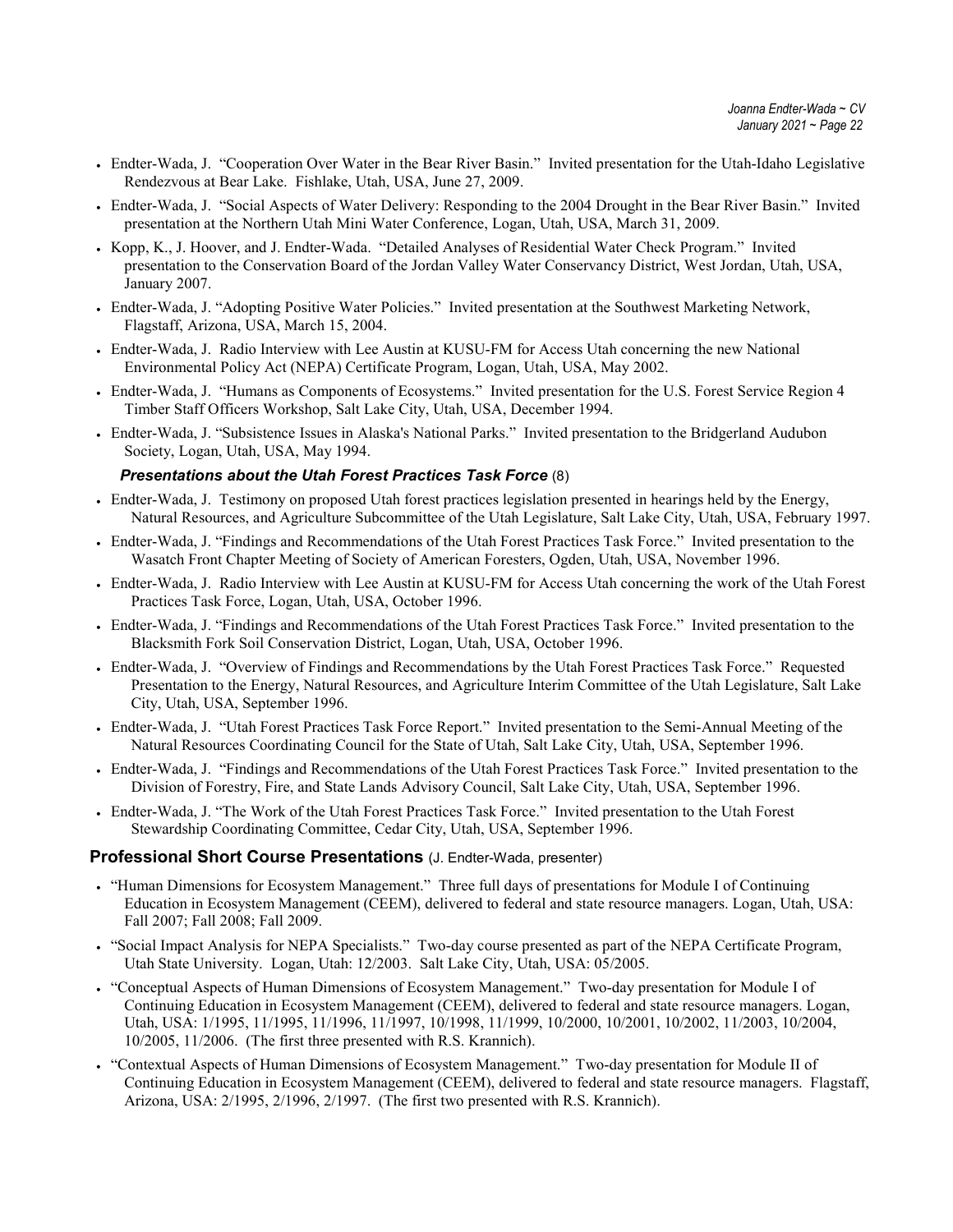- Endter-Wada, J. "Cooperation Over Water in the Bear River Basin." Invited presentation for the Utah-Idaho Legislative Rendezvous at Bear Lake. Fishlake, Utah, USA, June 27, 2009.
- Endter-Wada, J. "Social Aspects of Water Delivery: Responding to the 2004 Drought in the Bear River Basin." Invited presentation at the Northern Utah Mini Water Conference, Logan, Utah, USA, March 31, 2009.
- Kopp, K., J. Hoover, and J. Endter-Wada. "Detailed Analyses of Residential Water Check Program." Invited presentation to the Conservation Board of the Jordan Valley Water Conservancy District, West Jordan, Utah, USA, January 2007.
- Endter-Wada, J. "Adopting Positive Water Policies." Invited presentation at the Southwest Marketing Network, Flagstaff, Arizona, USA, March 15, 2004.
- Endter-Wada, J. Radio Interview with Lee Austin at KUSU-FM for Access Utah concerning the new National Environmental Policy Act (NEPA) Certificate Program, Logan, Utah, USA, May 2002.
- Endter-Wada, J. "Humans as Components of Ecosystems." Invited presentation for the U.S. Forest Service Region 4 Timber Staff Officers Workshop, Salt Lake City, Utah, USA, December 1994.
- Endter-Wada, J. "Subsistence Issues in Alaska's National Parks." Invited presentation to the Bridgerland Audubon Society, Logan, Utah, USA, May 1994.

#### *Presentations about the Utah Forest Practices Task Force* (8)

- Endter-Wada, J. Testimony on proposed Utah forest practices legislation presented in hearings held by the Energy, Natural Resources, and Agriculture Subcommittee of the Utah Legislature, Salt Lake City, Utah, USA, February 1997.
- Endter-Wada, J. "Findings and Recommendations of the Utah Forest Practices Task Force." Invited presentation to the Wasatch Front Chapter Meeting of Society of American Foresters, Ogden, Utah, USA, November 1996.
- Endter-Wada, J. Radio Interview with Lee Austin at KUSU-FM for Access Utah concerning the work of the Utah Forest Practices Task Force, Logan, Utah, USA, October 1996.
- Endter-Wada, J. "Findings and Recommendations of the Utah Forest Practices Task Force." Invited presentation to the Blacksmith Fork Soil Conservation District, Logan, Utah, USA, October 1996.
- Endter-Wada, J. "Overview of Findings and Recommendations by the Utah Forest Practices Task Force." Requested Presentation to the Energy, Natural Resources, and Agriculture Interim Committee of the Utah Legislature, Salt Lake City, Utah, USA, September 1996.
- Endter-Wada, J. "Utah Forest Practices Task Force Report." Invited presentation to the Semi-Annual Meeting of the Natural Resources Coordinating Council for the State of Utah, Salt Lake City, Utah, USA, September 1996.
- Endter-Wada, J. "Findings and Recommendations of the Utah Forest Practices Task Force." Invited presentation to the Division of Forestry, Fire, and State Lands Advisory Council, Salt Lake City, Utah, USA, September 1996.
- Endter-Wada, J. "The Work of the Utah Forest Practices Task Force." Invited presentation to the Utah Forest Stewardship Coordinating Committee, Cedar City, Utah, USA, September 1996.

### **Professional Short Course Presentations** (J. Endter-Wada, presenter)

- "Human Dimensions for Ecosystem Management." Three full days of presentations for Module I of Continuing Education in Ecosystem Management (CEEM), delivered to federal and state resource managers. Logan, Utah, USA: Fall 2007; Fall 2008; Fall 2009.
- "Social Impact Analysis for NEPA Specialists." Two-day course presented as part of the NEPA Certificate Program, Utah State University. Logan, Utah: 12/2003. Salt Lake City, Utah, USA: 05/2005.
- "Conceptual Aspects of Human Dimensions of Ecosystem Management." Two-day presentation for Module I of Continuing Education in Ecosystem Management (CEEM), delivered to federal and state resource managers. Logan, Utah, USA: 1/1995, 11/1995, 11/1996, 11/1997, 10/1998, 11/1999, 10/2000, 10/2001, 10/2002, 11/2003, 10/2004, 10/2005, 11/2006. (The first three presented with R.S. Krannich).
- "Contextual Aspects of Human Dimensions of Ecosystem Management." Two-day presentation for Module II of Continuing Education in Ecosystem Management (CEEM), delivered to federal and state resource managers. Flagstaff, Arizona, USA: 2/1995, 2/1996, 2/1997. (The first two presented with R.S. Krannich).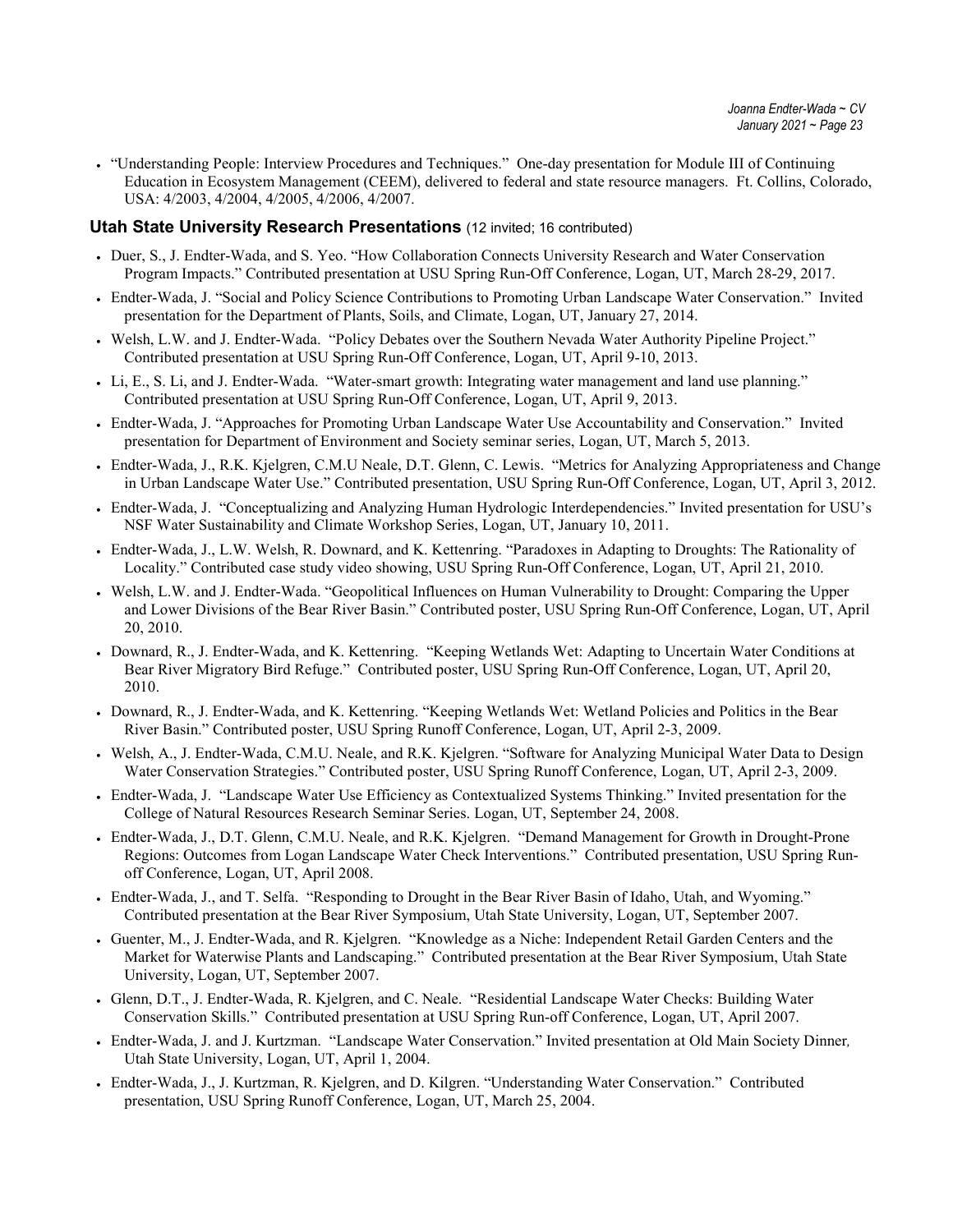- "Understanding People: Interview Procedures and Techniques." One-day presentation for Module III of Continuing Education in Ecosystem Management (CEEM), delivered to federal and state resource managers. Ft. Collins, Colorado, USA: 4/2003, 4/2004, 4/2005, 4/2006, 4/2007.

## Utah State University Research Presentations (12 invited; 16 contributed)

- Duer, S., J. Endter-Wada, and S. Yeo. "How Collaboration Connects University Research and Water Conservation Program Impacts." Contributed presentation at USU Spring Run-Off Conference, Logan, UT, March 28-29, 2017.
- Endter-Wada, J. "Social and Policy Science Contributions to Promoting Urban Landscape Water Conservation." Invited presentation for the Department of Plants, Soils, and Climate, Logan, UT, January 27, 2014.
- Welsh, L.W. and J. Endter-Wada. "Policy Debates over the Southern Nevada Water Authority Pipeline Project." Contributed presentation at USU Spring Run-Off Conference, Logan, UT, April 9-10, 2013.
- Li, E., S. Li, and J. Endter-Wada. "Water-smart growth: Integrating water management and land use planning." Contributed presentation at USU Spring Run-Off Conference, Logan, UT, April 9, 2013.
- Endter-Wada, J. "Approaches for Promoting Urban Landscape Water Use Accountability and Conservation." Invited presentation for Department of Environment and Society seminar series, Logan, UT, March 5, 2013.
- Endter-Wada, J., R.K. Kjelgren, C.M.U Neale, D.T. Glenn, C. Lewis. "Metrics for Analyzing Appropriateness and Change in Urban Landscape Water Use." Contributed presentation, USU Spring Run-Off Conference, Logan, UT, April 3, 2012.
- Endter-Wada, J. "Conceptualizing and Analyzing Human Hydrologic Interdependencies." Invited presentation for USU's NSF Water Sustainability and Climate Workshop Series, Logan, UT, January 10, 2011.
- Endter-Wada, J., L.W. Welsh, R. Downard, and K. Kettenring. "Paradoxes in Adapting to Droughts: The Rationality of Locality." Contributed case study video showing, USU Spring Run-Off Conference, Logan, UT, April 21, 2010.
- Welsh, L.W. and J. Endter-Wada. "Geopolitical Influences on Human Vulnerability to Drought: Comparing the Upper and Lower Divisions of the Bear River Basin." Contributed poster, USU Spring Run-Off Conference, Logan, UT, April 20, 2010.
- Downard, R., J. Endter-Wada, and K. Kettenring. "Keeping Wetlands Wet: Adapting to Uncertain Water Conditions at Bear River Migratory Bird Refuge." Contributed poster, USU Spring Run-Off Conference, Logan, UT, April 20, 2010.
- Downard, R., J. Endter-Wada, and K. Kettenring. "Keeping Wetlands Wet: Wetland Policies and Politics in the Bear River Basin." Contributed poster, USU Spring Runoff Conference, Logan, UT, April 2-3, 2009.
- Welsh, A., J. Endter-Wada, C.M.U. Neale, and R.K. Kjelgren. "Software for Analyzing Municipal Water Data to Design Water Conservation Strategies." Contributed poster, USU Spring Runoff Conference, Logan, UT, April 2-3, 2009.
- Endter-Wada, J. "Landscape Water Use Efficiency as Contextualized Systems Thinking." Invited presentation for the College of Natural Resources Research Seminar Series. Logan, UT, September 24, 2008.
- Endter-Wada, J., D.T. Glenn, C.M.U. Neale, and R.K. Kjelgren. "Demand Management for Growth in Drought-Prone Regions: Outcomes from Logan Landscape Water Check Interventions." Contributed presentation, USU Spring Run-off Conference, Logan, UT, April 2008.
- Endter-Wada, J., and T. Selfa. "Responding to Drought in the Bear River Basin of Idaho, Utah, and Wyoming." Contributed presentation at the Bear River Symposium, Utah State University, Logan, UT, September 2007.
- Guenter, M., J. Endter-Wada, and R. Kjelgren. "Knowledge as a Niche: Independent Retail Garden Centers and the Market for Waterwise Plants and Landscaping." Contributed presentation at the Bear River Symposium, Utah State University, Logan, UT, September 2007.
- Glenn, D.T., J. Endter-Wada, R. Kjelgren, and C. Neale. "Residential Landscape Water Checks: Building Water Conservation Skills." Contributed presentation at USU Spring Run-off Conference, Logan, UT, April 2007.
- Endter-Wada, J. and J. Kurtzman. "Landscape Water Conservation." Invited presentation at Old Main Society Dinner*,* Utah State University, Logan, UT, April 1, 2004.
- Endter-Wada, J., J. Kurtzman, R. Kjelgren, and D. Kilgren. "Understanding Water Conservation." Contributed presentation, USU Spring Runoff Conference, Logan, UT, March 25, 2004.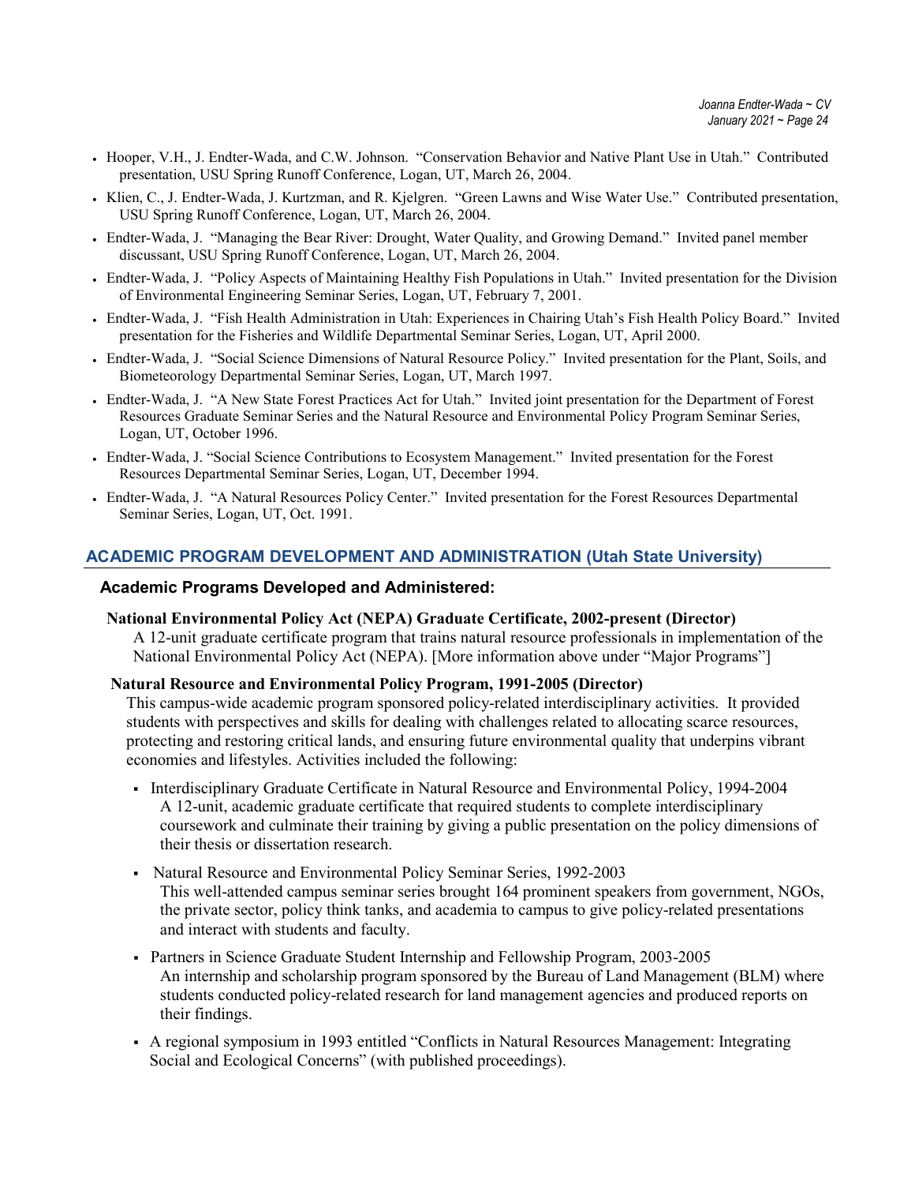- Hooper, V.H., J. Endter-Wada, and C.W. Johnson. "Conservation Behavior and Native Plant Use in Utah." Contributed presentation, USU Spring Runoff Conference, Logan, UT, March 26, 2004.
- Klien, C., J. Endter-Wada, J. Kurtzman, and R. Kjelgren. "Green Lawns and Wise Water Use." Contributed presentation, USU Spring Runoff Conference, Logan, UT, March 26, 2004.
- Endter-Wada, J. "Managing the Bear River: Drought, Water Quality, and Growing Demand." Invited panel member discussant, USU Spring Runoff Conference, Logan, UT, March 26, 2004.
- Endter-Wada, J. "Policy Aspects of Maintaining Healthy Fish Populations in Utah." Invited presentation for the Division of Environmental Engineering Seminar Series, Logan, UT, February 7, 2001.
- Endter-Wada, J. "Fish Health Administration in Utah: Experiences in Chairing Utah's Fish Health Policy Board." Invited presentation for the Fisheries and Wildlife Departmental Seminar Series, Logan, UT, April 2000.
- Endter-Wada, J. "Social Science Dimensions of Natural Resource Policy." Invited presentation for the Plant, Soils, and Biometeorology Departmental Seminar Series, Logan, UT, March 1997.
- Endter-Wada, J. "A New State Forest Practices Act for Utah." Invited joint presentation for the Department of Forest Resources Graduate Seminar Series and the Natural Resource and Environmental Policy Program Seminar Series, Logan, UT, October 1996.
- Endter-Wada, J. "Social Science Contributions to Ecosystem Management." Invited presentation for the Forest Resources Departmental Seminar Series, Logan, UT, December 1994.
- Endter-Wada, J. "A Natural Resources Policy Center." Invited presentation for the Forest Resources Departmental Seminar Series, Logan, UT, Oct. 1991.

## ACADEMIC PROGRAM DEVELOPMENT AND ADMINISTRATION (Utah State University)

### Academic Programs Developed and Administered:

**National Environmental Policy Act (NEPA) Graduate Certificate, 2002-present (Director)**

A 12-unit graduate certificate program that trains natural resource professionals in implementation of the National Environmental Policy Act (NEPA). [More information above under "Major Programs"]

**Natural Resource and Environmental Policy Program, 1991-2005 (Director)**

This campus-wide academic program sponsored policy-related interdisciplinary activities. It provided students with perspectives and skills for dealing with challenges related to allocating scarce resources, protecting and restoring critical lands, and ensuring future environmental quality that underpins vibrant economies and lifestyles. Activities included the following:

- Interdisciplinary Graduate Certificate in Natural Resource and Environmental Policy, 1994-2004
  A 12-unit, academic graduate certificate that required students to complete interdisciplinary coursework and culminate their training by giving a public presentation on the policy dimensions of their thesis or dissertation research.
- Natural Resource and Environmental Policy Seminar Series, 1992-2003
  This well-attended campus seminar series brought 164 prominent speakers from government, NGOs, the private sector, policy think tanks, and academia to campus to give policy-related presentations and interact with students and faculty.
- Partners in Science Graduate Student Internship and Fellowship Program, 2003-2005
  An internship and scholarship program sponsored by the Bureau of Land Management (BLM) where students conducted policy-related research for land management agencies and produced reports on their findings.
- A regional symposium in 1993 entitled "Conflicts in Natural Resources Management: Integrating Social and Ecological Concerns" (with published proceedings).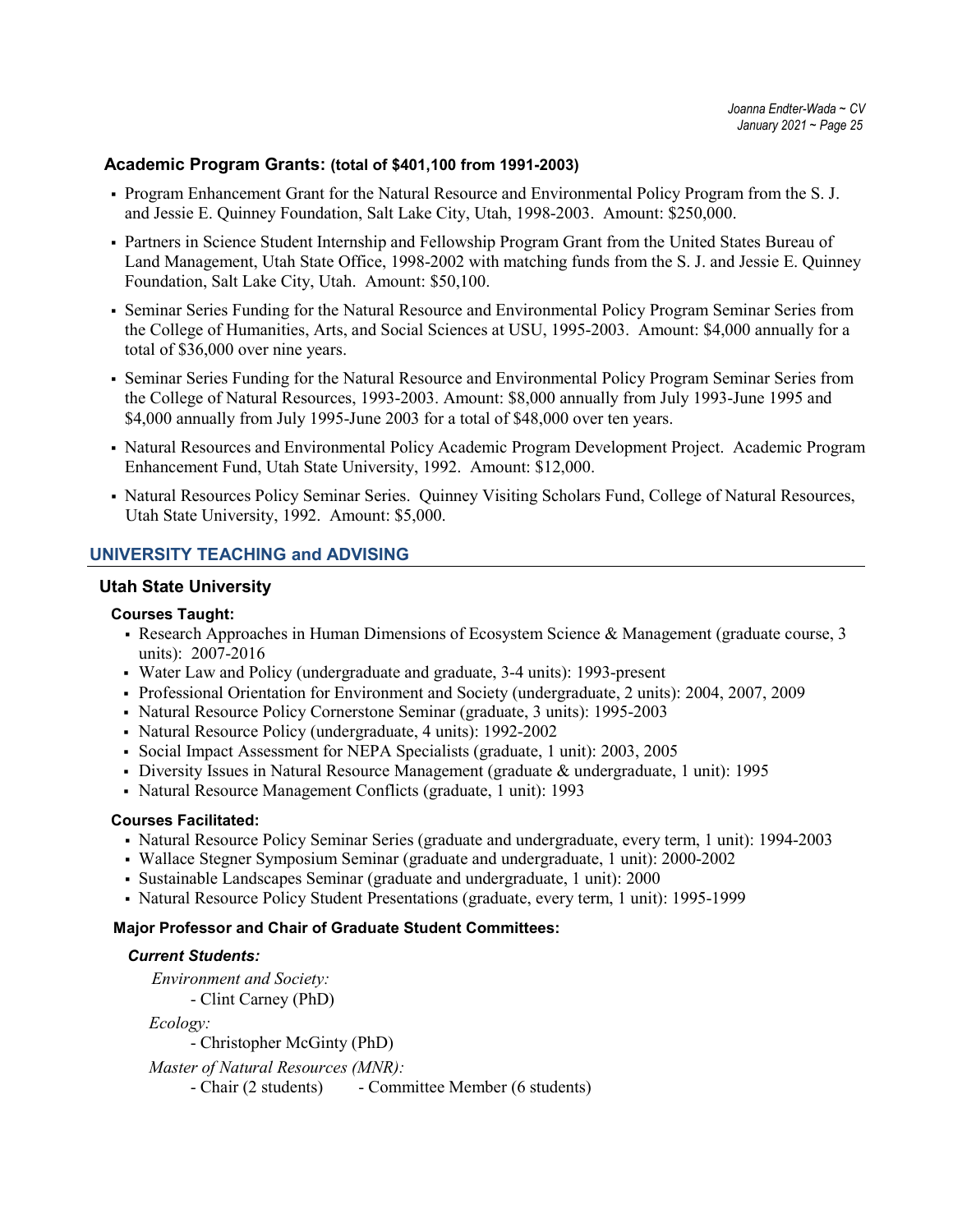### Academic Program Grants: (total of $401,100 from 1991-2003)

- Program Enhancement Grant for the Natural Resource and Environmental Policy Program from the S. J. and Jessie E. Quinney Foundation, Salt Lake City, Utah, 1998-2003. Amount: $250,000.
- Partners in Science Student Internship and Fellowship Program Grant from the United States Bureau of Land Management, Utah State Office, 1998-2002 with matching funds from the S. J. and Jessie E. Quinney Foundation, Salt Lake City, Utah. Amount: $50,100.
- Seminar Series Funding for the Natural Resource and Environmental Policy Program Seminar Series from the College of Humanities, Arts, and Social Sciences at USU, 1995-2003. Amount: $4,000 annually for a total of $36,000 over nine years.
- Seminar Series Funding for the Natural Resource and Environmental Policy Program Seminar Series from the College of Natural Resources, 1993-2003. Amount: $8,000 annually from July 1993-June 1995 and $4,000 annually from July 1995-June 2003 for a total of $48,000 over ten years.
- Natural Resources and Environmental Policy Academic Program Development Project. Academic Program Enhancement Fund, Utah State University, 1992. Amount: $12,000.
- Natural Resources Policy Seminar Series. Quinney Visiting Scholars Fund, College of Natural Resources, Utah State University, 1992. Amount: $5,000.

## UNIVERSITY TEACHING and ADVISING

### Utah State University

#### Courses Taught:

- Research Approaches in Human Dimensions of Ecosystem Science & Management (graduate course, 3 units): 2007-2016
- Water Law and Policy (undergraduate and graduate, 3-4 units): 1993-present
- Professional Orientation for Environment and Society (undergraduate, 2 units): 2004, 2007, 2009
- Natural Resource Policy Cornerstone Seminar (graduate, 3 units): 1995-2003
- Natural Resource Policy (undergraduate, 4 units): 1992-2002
- Social Impact Assessment for NEPA Specialists (graduate, 1 unit): 2003, 2005
- Diversity Issues in Natural Resource Management (graduate & undergraduate, 1 unit): 1995
- Natural Resource Management Conflicts (graduate, 1 unit): 1993

#### Courses Facilitated:

- Natural Resource Policy Seminar Series (graduate and undergraduate, every term, 1 unit): 1994-2003
- Wallace Stegner Symposium Seminar (graduate and undergraduate, 1 unit): 2000-2002
- Sustainable Landscapes Seminar (graduate and undergraduate, 1 unit): 2000
- Natural Resource Policy Student Presentations (graduate, every term, 1 unit): 1995-1999

#### Major Professor and Chair of Graduate Student Committees:

***Current Students:***

*Environment and Society:*

- Clint Carney (PhD)

*Ecology:*

- Christopher McGinty (PhD)

*Master of Natural Resources (MNR):*

- Chair (2 students) - Committee Member (6 students)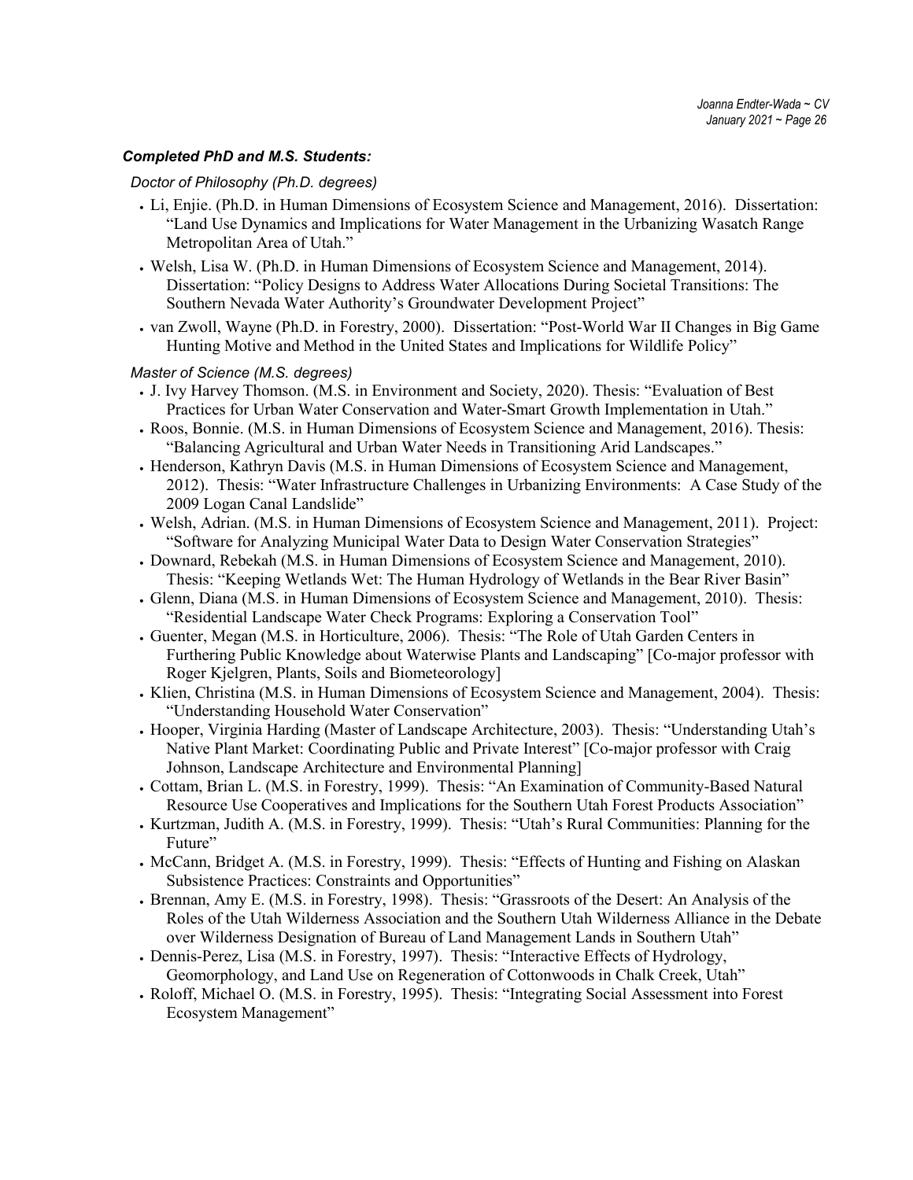### ***Completed PhD and M.S. Students:***

*Doctor of Philosophy (Ph.D. degrees)*

- Li, Enjie. (Ph.D. in Human Dimensions of Ecosystem Science and Management, 2016). Dissertation: "Land Use Dynamics and Implications for Water Management in the Urbanizing Wasatch Range Metropolitan Area of Utah."
- Welsh, Lisa W. (Ph.D. in Human Dimensions of Ecosystem Science and Management, 2014). Dissertation: "Policy Designs to Address Water Allocations During Societal Transitions: The Southern Nevada Water Authority's Groundwater Development Project"
- van Zwoll, Wayne (Ph.D. in Forestry, 2000). Dissertation: "Post-World War II Changes in Big Game Hunting Motive and Method in the United States and Implications for Wildlife Policy"

*Master of Science (M.S. degrees)*

- J. Ivy Harvey Thomson. (M.S. in Environment and Society, 2020). Thesis: "Evaluation of Best Practices for Urban Water Conservation and Water-Smart Growth Implementation in Utah."
- Roos, Bonnie. (M.S. in Human Dimensions of Ecosystem Science and Management, 2016). Thesis: "Balancing Agricultural and Urban Water Needs in Transitioning Arid Landscapes."
- Henderson, Kathryn Davis (M.S. in Human Dimensions of Ecosystem Science and Management, 2012). Thesis: "Water Infrastructure Challenges in Urbanizing Environments: A Case Study of the 2009 Logan Canal Landslide"
- Welsh, Adrian. (M.S. in Human Dimensions of Ecosystem Science and Management, 2011). Project: "Software for Analyzing Municipal Water Data to Design Water Conservation Strategies"
- Downard, Rebekah (M.S. in Human Dimensions of Ecosystem Science and Management, 2010). Thesis: "Keeping Wetlands Wet: The Human Hydrology of Wetlands in the Bear River Basin"
- Glenn, Diana (M.S. in Human Dimensions of Ecosystem Science and Management, 2010). Thesis: "Residential Landscape Water Check Programs: Exploring a Conservation Tool"
- Guenter, Megan (M.S. in Horticulture, 2006). Thesis: "The Role of Utah Garden Centers in Furthering Public Knowledge about Waterwise Plants and Landscaping" [Co-major professor with Roger Kjelgren, Plants, Soils and Biometeorology]
- Klien, Christina (M.S. in Human Dimensions of Ecosystem Science and Management, 2004). Thesis: "Understanding Household Water Conservation"
- Hooper, Virginia Harding (Master of Landscape Architecture, 2003). Thesis: "Understanding Utah's Native Plant Market: Coordinating Public and Private Interest" [Co-major professor with Craig Johnson, Landscape Architecture and Environmental Planning]
- Cottam, Brian L. (M.S. in Forestry, 1999). Thesis: "An Examination of Community-Based Natural Resource Use Cooperatives and Implications for the Southern Utah Forest Products Association"
- Kurtzman, Judith A. (M.S. in Forestry, 1999). Thesis: "Utah's Rural Communities: Planning for the Future"
- McCann, Bridget A. (M.S. in Forestry, 1999). Thesis: "Effects of Hunting and Fishing on Alaskan Subsistence Practices: Constraints and Opportunities"
- Brennan, Amy E. (M.S. in Forestry, 1998). Thesis: "Grassroots of the Desert: An Analysis of the Roles of the Utah Wilderness Association and the Southern Utah Wilderness Alliance in the Debate over Wilderness Designation of Bureau of Land Management Lands in Southern Utah"
- Dennis-Perez, Lisa (M.S. in Forestry, 1997). Thesis: "Interactive Effects of Hydrology, Geomorphology, and Land Use on Regeneration of Cottonwoods in Chalk Creek, Utah"
- Roloff, Michael O. (M.S. in Forestry, 1995). Thesis: "Integrating Social Assessment into Forest Ecosystem Management"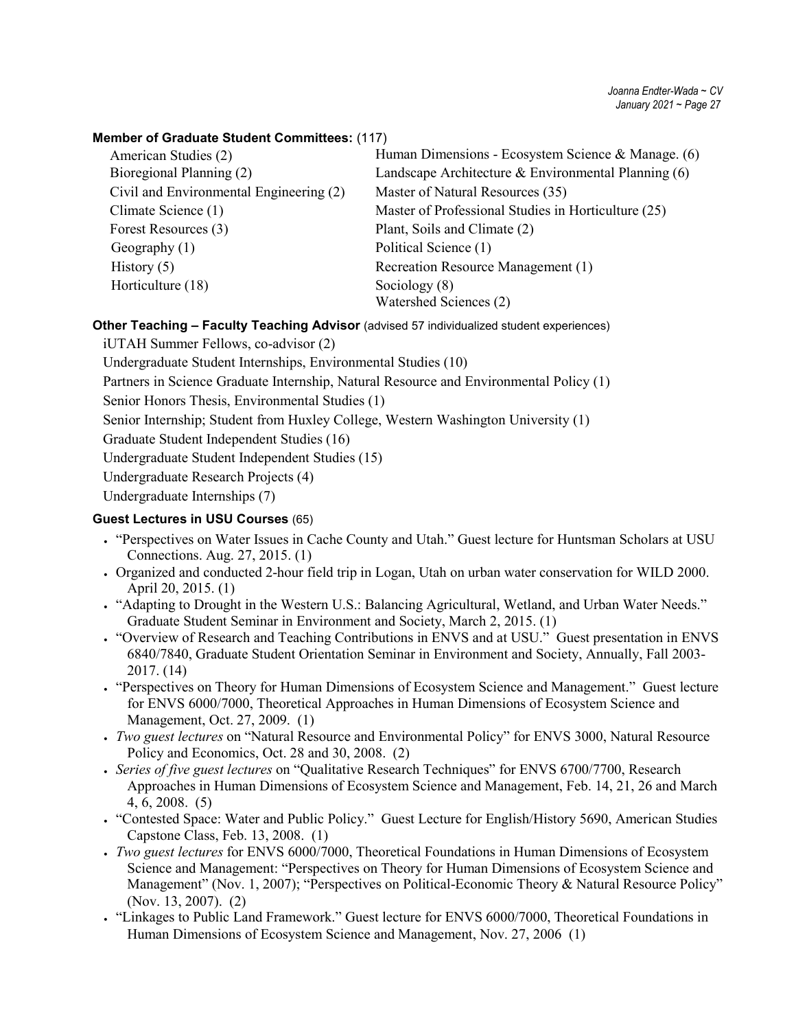**Member of Graduate Student Committees:** (117)

- American Studies (2)
- Bioregional Planning (2)
- Civil and Environmental Engineering (2)
- Climate Science (1)
- Forest Resources (3)
- Geography (1)
- History (5)
- Horticulture (18)
- Human Dimensions - Ecosystem Science & Manage. (6)
- Landscape Architecture & Environmental Planning (6)
- Master of Natural Resources (35)
- Master of Professional Studies in Horticulture (25)
- Plant, Soils and Climate (2)
- Political Science (1)
- Recreation Resource Management (1)
- Sociology (8)
- Watershed Sciences (2)

**Other Teaching – Faculty Teaching Advisor** (advised 57 individualized student experiences)

iUTAH Summer Fellows, co-advisor (2)

Undergraduate Student Internships, Environmental Studies (10)

Partners in Science Graduate Internship, Natural Resource and Environmental Policy (1)

Senior Honors Thesis, Environmental Studies (1)

Senior Internship; Student from Huxley College, Western Washington University (1)

Graduate Student Independent Studies (16)

Undergraduate Student Independent Studies (15)

Undergraduate Research Projects (4)

Undergraduate Internships (7)

**Guest Lectures in USU Courses** (65)

- "Perspectives on Water Issues in Cache County and Utah." Guest lecture for Huntsman Scholars at USU Connections. Aug. 27, 2015. (1)
- Organized and conducted 2-hour field trip in Logan, Utah on urban water conservation for WILD 2000. April 20, 2015. (1)
- "Adapting to Drought in the Western U.S.: Balancing Agricultural, Wetland, and Urban Water Needs." Graduate Student Seminar in Environment and Society, March 2, 2015. (1)
- "Overview of Research and Teaching Contributions in ENVS and at USU." Guest presentation in ENVS 6840/7840, Graduate Student Orientation Seminar in Environment and Society, Annually, Fall 2003-2017. (14)
- "Perspectives on Theory for Human Dimensions of Ecosystem Science and Management." Guest lecture for ENVS 6000/7000, Theoretical Approaches in Human Dimensions of Ecosystem Science and Management, Oct. 27, 2009. (1)
- *Two guest lectures* on "Natural Resource and Environmental Policy" for ENVS 3000, Natural Resource Policy and Economics, Oct. 28 and 30, 2008. (2)
- *Series of five guest lectures* on "Qualitative Research Techniques" for ENVS 6700/7700, Research Approaches in Human Dimensions of Ecosystem Science and Management, Feb. 14, 21, 26 and March 4, 6, 2008. (5)
- "Contested Space: Water and Public Policy." Guest Lecture for English/History 5690, American Studies Capstone Class, Feb. 13, 2008. (1)
- *Two guest lectures* for ENVS 6000/7000, Theoretical Foundations in Human Dimensions of Ecosystem Science and Management: "Perspectives on Theory for Human Dimensions of Ecosystem Science and Management" (Nov. 1, 2007); "Perspectives on Political-Economic Theory & Natural Resource Policy" (Nov. 13, 2007). (2)
- "Linkages to Public Land Framework." Guest lecture for ENVS 6000/7000, Theoretical Foundations in Human Dimensions of Ecosystem Science and Management, Nov. 27, 2006 (1)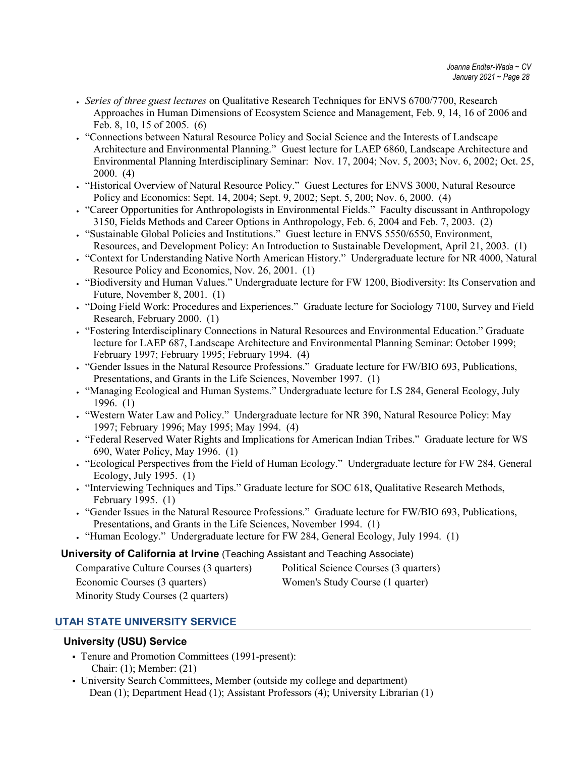- *Series of three guest lectures* on Qualitative Research Techniques for ENVS 6700/7700, Research Approaches in Human Dimensions of Ecosystem Science and Management, Feb. 9, 14, 16 of 2006 and Feb. 8, 10, 15 of 2005. (6)
- "Connections between Natural Resource Policy and Social Science and the Interests of Landscape Architecture and Environmental Planning." Guest lecture for LAEP 6860, Landscape Architecture and Environmental Planning Interdisciplinary Seminar: Nov. 17, 2004; Nov. 5, 2003; Nov. 6, 2002; Oct. 25, 2000. (4)
- "Historical Overview of Natural Resource Policy." Guest Lectures for ENVS 3000, Natural Resource Policy and Economics: Sept. 14, 2004; Sept. 9, 2002; Sept. 5, 200; Nov. 6, 2000. (4)
- "Career Opportunities for Anthropologists in Environmental Fields." Faculty discussant in Anthropology 3150, Fields Methods and Career Options in Anthropology, Feb. 6, 2004 and Feb. 7, 2003. (2)
- "Sustainable Global Policies and Institutions." Guest lecture in ENVS 5550/6550, Environment, Resources, and Development Policy: An Introduction to Sustainable Development, April 21, 2003. (1)
- "Context for Understanding Native North American History." Undergraduate lecture for NR 4000, Natural Resource Policy and Economics, Nov. 26, 2001. (1)
- "Biodiversity and Human Values." Undergraduate lecture for FW 1200, Biodiversity: Its Conservation and Future, November 8, 2001. (1)
- "Doing Field Work: Procedures and Experiences." Graduate lecture for Sociology 7100, Survey and Field Research, February 2000. (1)
- "Fostering Interdisciplinary Connections in Natural Resources and Environmental Education." Graduate lecture for LAEP 687, Landscape Architecture and Environmental Planning Seminar: October 1999; February 1997; February 1995; February 1994. (4)
- "Gender Issues in the Natural Resource Professions." Graduate lecture for FW/BIO 693, Publications, Presentations, and Grants in the Life Sciences, November 1997. (1)
- "Managing Ecological and Human Systems." Undergraduate lecture for LS 284, General Ecology, July 1996. (1)
- "Western Water Law and Policy." Undergraduate lecture for NR 390, Natural Resource Policy: May 1997; February 1996; May 1995; May 1994. (4)
- "Federal Reserved Water Rights and Implications for American Indian Tribes." Graduate lecture for WS 690, Water Policy, May 1996. (1)
- "Ecological Perspectives from the Field of Human Ecology." Undergraduate lecture for FW 284, General Ecology, July 1995. (1)
- "Interviewing Techniques and Tips." Graduate lecture for SOC 618, Qualitative Research Methods, February 1995. (1)
- "Gender Issues in the Natural Resource Professions." Graduate lecture for FW/BIO 693, Publications, Presentations, and Grants in the Life Sciences, November 1994. (1)
- "Human Ecology." Undergraduate lecture for FW 284, General Ecology, July 1994. (1)

### **University of California at Irvine** (Teaching Assistant and Teaching Associate)

Comparative Culture Courses (3 quarters)
Economic Courses (3 quarters)
Minority Study Courses (2 quarters)
Political Science Courses (3 quarters)
Women's Study Course (1 quarter)

## UTAH STATE UNIVERSITY SERVICE

### University (USU) Service

- Tenure and Promotion Committees (1991-present):
  Chair: (1); Member: (21)
- University Search Committees, Member (outside my college and department)
  Dean (1); Department Head (1); Assistant Professors (4); University Librarian (1)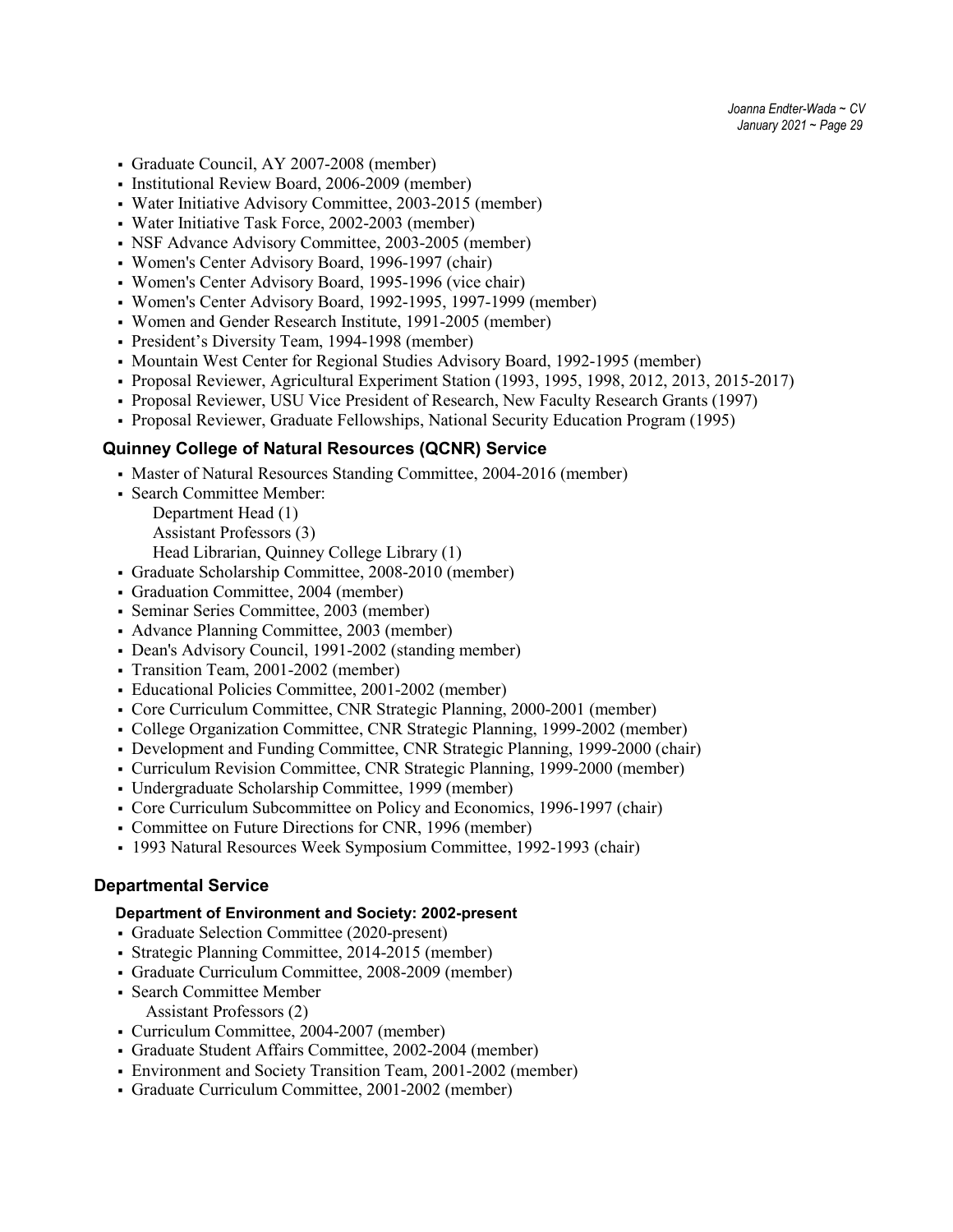- Graduate Council, AY 2007-2008 (member)
- Institutional Review Board, 2006-2009 (member)
- Water Initiative Advisory Committee, 2003-2015 (member)
- Water Initiative Task Force, 2002-2003 (member)
- NSF Advance Advisory Committee, 2003-2005 (member)
- Women's Center Advisory Board, 1996-1997 (chair)
- Women's Center Advisory Board, 1995-1996 (vice chair)
- Women's Center Advisory Board, 1992-1995, 1997-1999 (member)
- Women and Gender Research Institute, 1991-2005 (member)
- President's Diversity Team, 1994-1998 (member)
- Mountain West Center for Regional Studies Advisory Board, 1992-1995 (member)
- Proposal Reviewer, Agricultural Experiment Station (1993, 1995, 1998, 2012, 2013, 2015-2017)
- Proposal Reviewer, USU Vice President of Research, New Faculty Research Grants (1997)
- Proposal Reviewer, Graduate Fellowships, National Security Education Program (1995)

### Quinney College of Natural Resources (QCNR) Service

- Master of Natural Resources Standing Committee, 2004-2016 (member)
- Search Committee Member:
  - Department Head (1)
  - Assistant Professors (3)
  - Head Librarian, Quinney College Library (1)
- Graduate Scholarship Committee, 2008-2010 (member)
- Graduation Committee, 2004 (member)
- Seminar Series Committee, 2003 (member)
- Advance Planning Committee, 2003 (member)
- Dean's Advisory Council, 1991-2002 (standing member)
- Transition Team, 2001-2002 (member)
- Educational Policies Committee, 2001-2002 (member)
- Core Curriculum Committee, CNR Strategic Planning, 2000-2001 (member)
- College Organization Committee, CNR Strategic Planning, 1999-2002 (member)
- Development and Funding Committee, CNR Strategic Planning, 1999-2000 (chair)
- Curriculum Revision Committee, CNR Strategic Planning, 1999-2000 (member)
- Undergraduate Scholarship Committee, 1999 (member)
- Core Curriculum Subcommittee on Policy and Economics, 1996-1997 (chair)
- Committee on Future Directions for CNR, 1996 (member)
- 1993 Natural Resources Week Symposium Committee, 1992-1993 (chair)

## Departmental Service

### Department of Environment and Society: 2002-present

- Graduate Selection Committee (2020-present)
- Strategic Planning Committee, 2014-2015 (member)
- Graduate Curriculum Committee, 2008-2009 (member)
- Search Committee Member
  - Assistant Professors (2)
- Curriculum Committee, 2004-2007 (member)
- Graduate Student Affairs Committee, 2002-2004 (member)
- Environment and Society Transition Team, 2001-2002 (member)
- Graduate Curriculum Committee, 2001-2002 (member)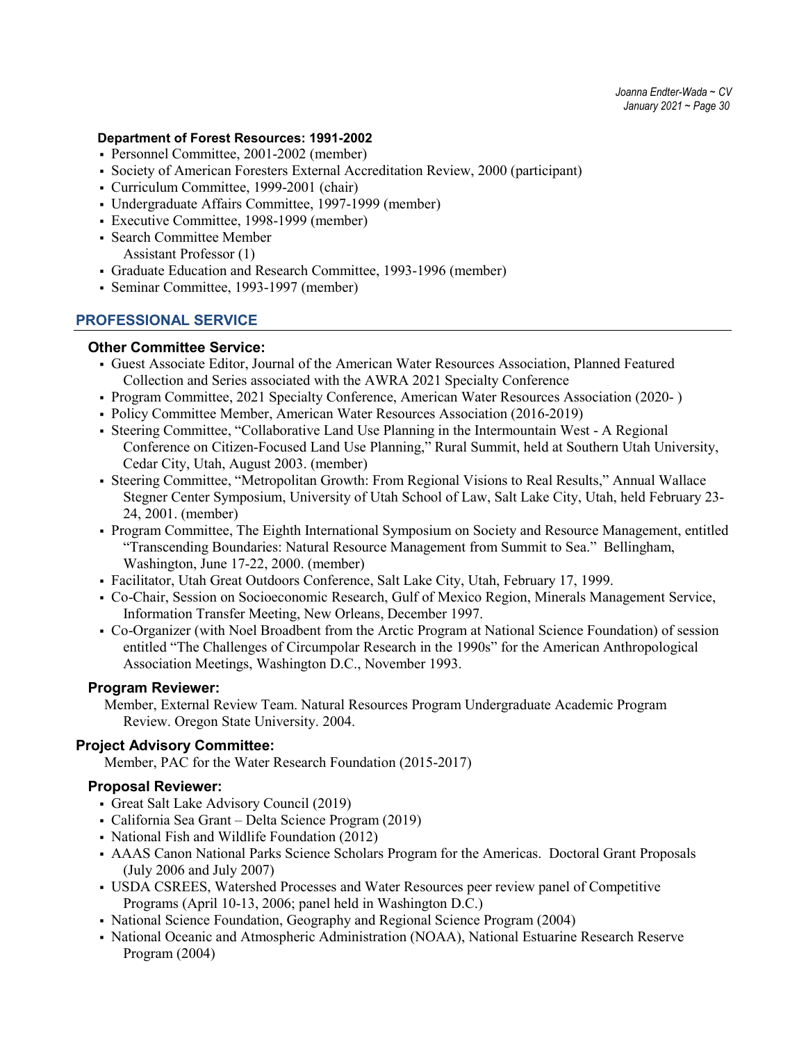#### Department of Forest Resources: 1991-2002

- Personnel Committee, 2001-2002 (member)
- Society of American Foresters External Accreditation Review, 2000 (participant)
- Curriculum Committee, 1999-2001 (chair)
- Undergraduate Affairs Committee, 1997-1999 (member)
- Executive Committee, 1998-1999 (member)
- Search Committee Member
  Assistant Professor (1)
- Graduate Education and Research Committee, 1993-1996 (member)
- Seminar Committee, 1993-1997 (member)

## PROFESSIONAL SERVICE

### Other Committee Service:

- Guest Associate Editor, Journal of the American Water Resources Association, Planned Featured Collection and Series associated with the AWRA 2021 Specialty Conference
- Program Committee, 2021 Specialty Conference, American Water Resources Association (2020- )
- Policy Committee Member, American Water Resources Association (2016-2019)
- Steering Committee, "Collaborative Land Use Planning in the Intermountain West - A Regional Conference on Citizen-Focused Land Use Planning," Rural Summit, held at Southern Utah University, Cedar City, Utah, August 2003. (member)
- Steering Committee, "Metropolitan Growth: From Regional Visions to Real Results," Annual Wallace Stegner Center Symposium, University of Utah School of Law, Salt Lake City, Utah, held February 23-24, 2001. (member)
- Program Committee, The Eighth International Symposium on Society and Resource Management, entitled "Transcending Boundaries: Natural Resource Management from Summit to Sea." Bellingham, Washington, June 17-22, 2000. (member)
- Facilitator, Utah Great Outdoors Conference, Salt Lake City, Utah, February 17, 1999.
- Co-Chair, Session on Socioeconomic Research, Gulf of Mexico Region, Minerals Management Service, Information Transfer Meeting, New Orleans, December 1997.
- Co-Organizer (with Noel Broadbent from the Arctic Program at National Science Foundation) of session entitled "The Challenges of Circumpolar Research in the 1990s" for the American Anthropological Association Meetings, Washington D.C., November 1993.

### Program Reviewer:

Member, External Review Team. Natural Resources Program Undergraduate Academic Program Review. Oregon State University. 2004.

### Project Advisory Committee:

Member, PAC for the Water Research Foundation (2015-2017)

### Proposal Reviewer:

- Great Salt Lake Advisory Council (2019)
- California Sea Grant – Delta Science Program (2019)
- National Fish and Wildlife Foundation (2012)
- AAAS Canon National Parks Science Scholars Program for the Americas. Doctoral Grant Proposals (July 2006 and July 2007)
- USDA CSREES, Watershed Processes and Water Resources peer review panel of Competitive Programs (April 10-13, 2006; panel held in Washington D.C.)
- National Science Foundation, Geography and Regional Science Program (2004)
- National Oceanic and Atmospheric Administration (NOAA), National Estuarine Research Reserve Program (2004)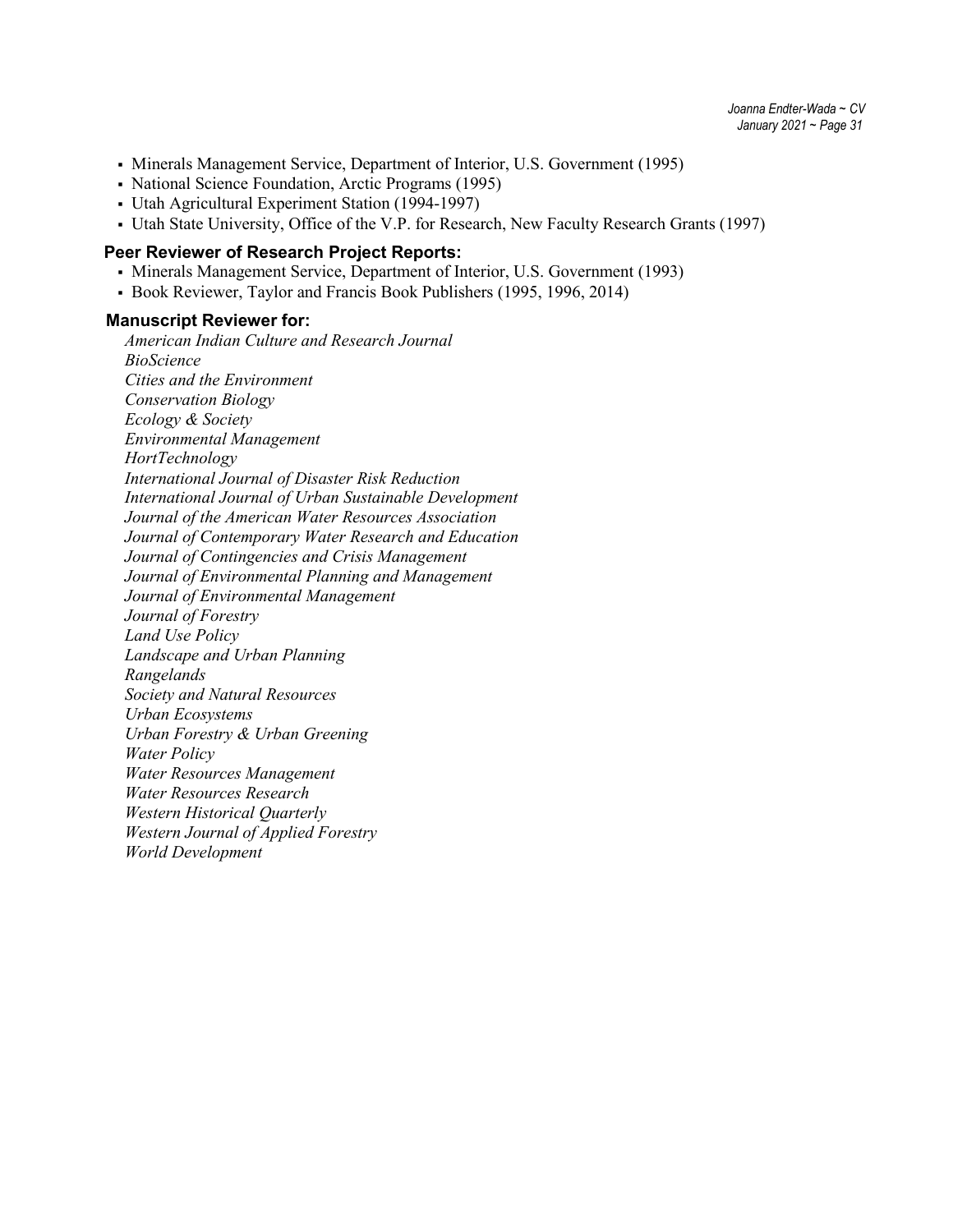- Minerals Management Service, Department of Interior, U.S. Government (1995)
- National Science Foundation, Arctic Programs (1995)
- Utah Agricultural Experiment Station (1994-1997)
- Utah State University, Office of the V.P. for Research, New Faculty Research Grants (1997)

### Peer Reviewer of Research Project Reports:

- Minerals Management Service, Department of Interior, U.S. Government (1993)
- Book Reviewer, Taylor and Francis Book Publishers (1995, 1996, 2014)

### Manuscript Reviewer for:

*American Indian Culture and Research Journal*
*BioScience*
*Cities and the Environment*
*Conservation Biology*
*Ecology & Society*
*Environmental Management*
*HortTechnology*
*International Journal of Disaster Risk Reduction*
*International Journal of Urban Sustainable Development*
*Journal of the American Water Resources Association*
*Journal of Contemporary Water Research and Education*
*Journal of Contingencies and Crisis Management*
*Journal of Environmental Planning and Management*
*Journal of Environmental Management*
*Journal of Forestry*
*Land Use Policy*
*Landscape and Urban Planning*
*Rangelands*
*Society and Natural Resources*
*Urban Ecosystems*
*Urban Forestry & Urban Greening*
*Water Policy*
*Water Resources Management*
*Water Resources Research*
*Western Historical Quarterly*
*Western Journal of Applied Forestry*
*World Development*